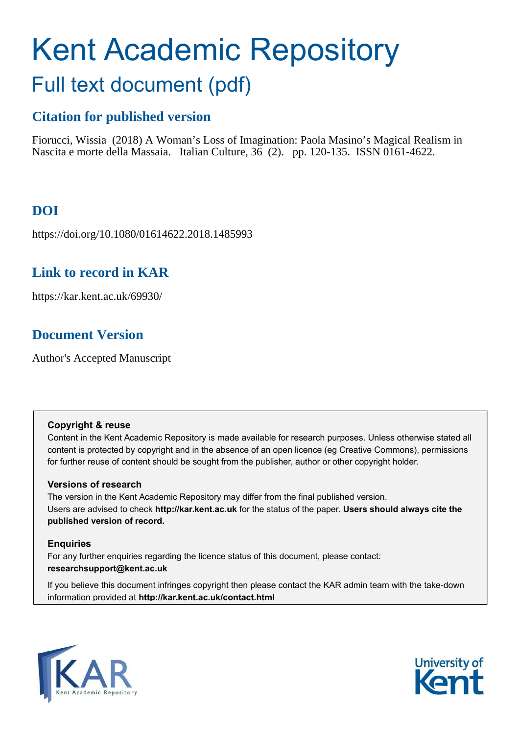# Kent Academic Repository

## Full text document (pdf)

### Citation for published version

Fiorucci, Wissia (2018) A Woman's Loss of Imagination: Paola Masino's Magical Realism in Nascita e morte della Massaia. Italian Culture, 36 (2). pp. 120-135. ISSN 0161-4622.

### DOI

https://doi.org/10.1080/01614622.2018.1485993

### Link to record in KAR

https://kar.kent.ac.uk/69930/

### Document Version

Author's Accepted Manuscript

**Copyright & reuse**

Content in the Kent Academic Repository is made available for research purposes. Unless otherwise stated all content is protected by copyright and in the absence of an open licence (eg Creative Commons), permissions for further reuse of content should be sought from the publisher, author or other copyright holder.

**Versions of research**

The version in the Kent Academic Repository may differ from the final published version. Users are advised to check **http://kar.kent.ac.uk** for the status of the paper. **Users should always cite the published version of record.**

**Enquiries**

For any further enquiries regarding the licence status of this document, please contact: **researchsupport@kent.ac.uk**

If you believe this document infringes copyright then please contact the KAR admin team with the take-down information provided at **http://kar.kent.ac.uk/contact.html**

KAR Kent Academic Repository

University of Kent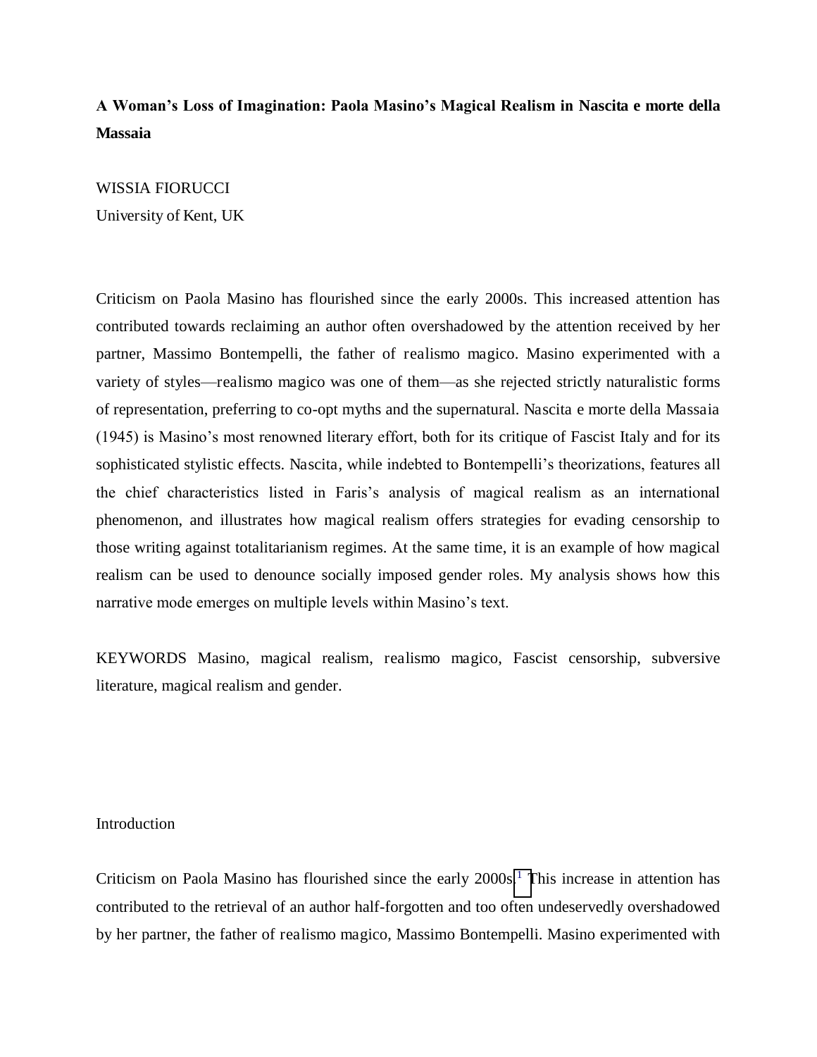**A Woman's Loss of Imagination: Paola Masino's Magical Realism in Nascita e morte della Massaia**

WISSIA FIORUCCI
University of Kent, UK

Criticism on Paola Masino has flourished since the early 2000s. This increased attention has contributed towards reclaiming an author often overshadowed by the attention received by her partner, Massimo Bontempelli, the father of realismo magico. Masino experimented with a variety of styles—realismo magico was one of them—as she rejected strictly naturalistic forms of representation, preferring to co-opt myths and the supernatural. Nascita e morte della Massaia (1945) is Masino's most renowned literary effort, both for its critique of Fascist Italy and for its sophisticated stylistic effects. Nascita, while indebted to Bontempelli's theorizations, features all the chief characteristics listed in Faris's analysis of magical realism as an international phenomenon, and illustrates how magical realism offers strategies for evading censorship to those writing against totalitarianism regimes. At the same time, it is an example of how magical realism can be used to denounce socially imposed gender roles. My analysis shows how this narrative mode emerges on multiple levels within Masino's text.

KEYWORDS Masino, magical realism, realismo magico, Fascist censorship, subversive literature, magical realism and gender.

## Introduction

Criticism on Paola Masino has flourished since the early 2000s.[1] This increase in attention has contributed to the retrieval of an author half-forgotten and too often undeservedly overshadowed by her partner, the father of realismo magico, Massimo Bontempelli. Masino experimented with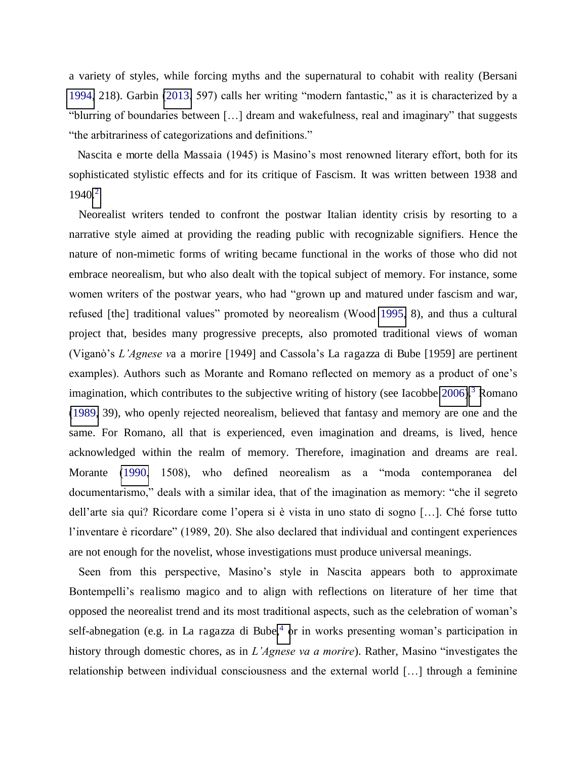a variety of styles, while forcing myths and the supernatural to cohabit with reality (Bersani 1994, 218). Garbin (2013, 597) calls her writing "modern fantastic," as it is characterized by a "blurring of boundaries between […] dream and wakefulness, real and imaginary" that suggests "the arbitrariness of categorizations and definitions."

Nascita e morte della Massaia (1945) is Masino's most renowned literary effort, both for its sophisticated stylistic effects and for its critique of Fascism. It was written between 1938 and 1940.[2]

Neorealist writers tended to confront the postwar Italian identity crisis by resorting to a narrative style aimed at providing the reading public with recognizable signifiers. Hence the nature of non-mimetic forms of writing became functional in the works of those who did not embrace neorealism, but who also dealt with the topical subject of memory. For instance, some women writers of the postwar years, who had "grown up and matured under fascism and war, refused [the] traditional values" promoted by neorealism (Wood 1995, 8), and thus a cultural project that, besides many progressive precepts, also promoted traditional views of woman (Viganò's *L'Agnese v*a a morire [1949] and Cassola's La ragazza di Bube [1959] are pertinent examples). Authors such as Morante and Romano reflected on memory as a product of one's imagination, which contributes to the subjective writing of history (see Iacobbe 2006).[3] Romano (1989, 39), who openly rejected neorealism, believed that fantasy and memory are one and the same. For Romano, all that is experienced, even imagination and dreams, is lived, hence acknowledged within the realm of memory. Therefore, imagination and dreams are real. Morante (1990, 1508), who defined neorealism as a "moda contemporanea del documentarismo," deals with a similar idea, that of the imagination as memory: "che il segreto dell'arte sia qui? Ricordare come l'opera si è vista in uno stato di sogno […]. Ché forse tutto l'inventare è ricordare" (1989, 20). She also declared that individual and contingent experiences are not enough for the novelist, whose investigations must produce universal meanings.

Seen from this perspective, Masino's style in Nascita appears both to approximate Bontempelli's realismo magico and to align with reflections on literature of her time that opposed the neorealist trend and its most traditional aspects, such as the celebration of woman's self-abnegation (e.g. in La ragazza di Bube,[4] or in works presenting woman's participation in history through domestic chores, as in *L'Agnese va a morire*). Rather, Masino "investigates the relationship between individual consciousness and the external world […] through a feminine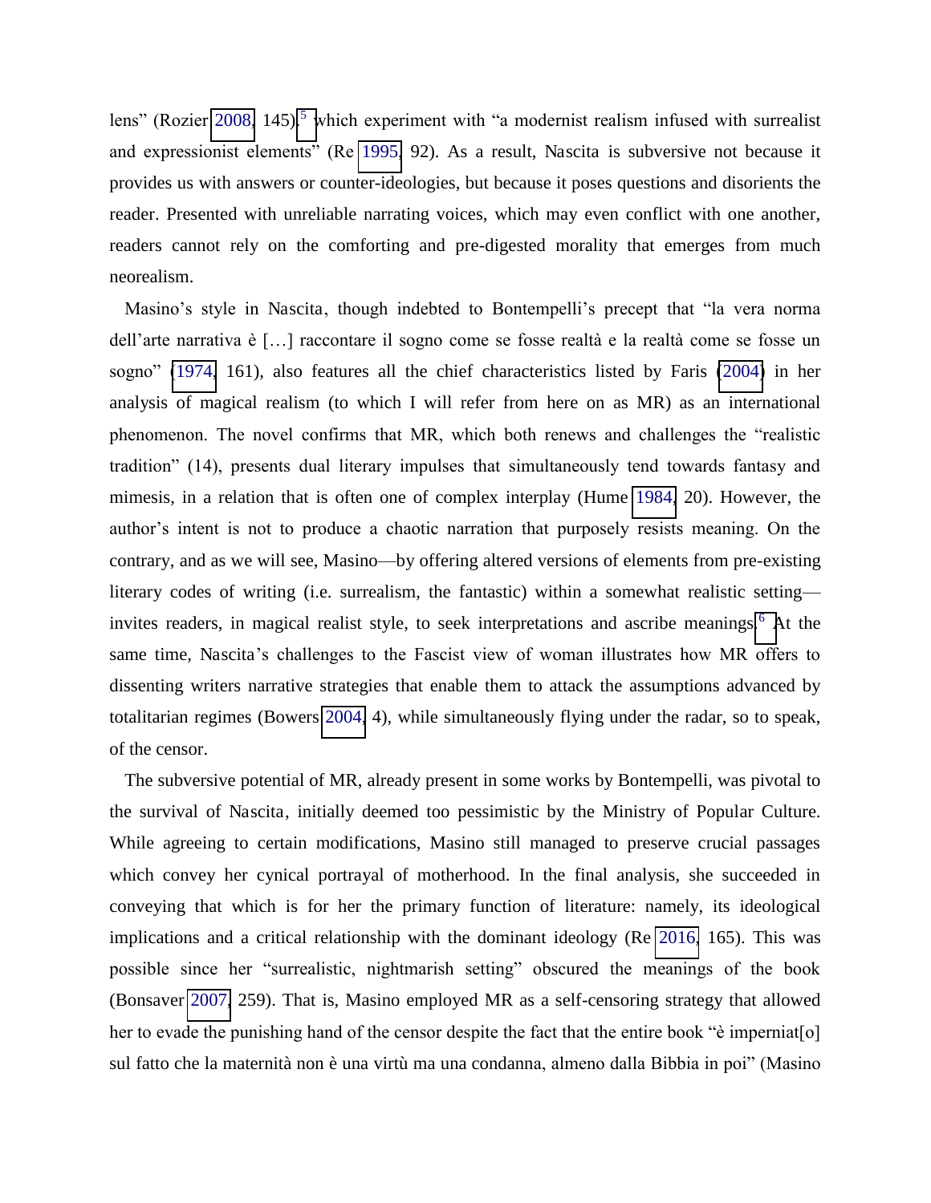lens" (Rozier 2008, 145),[5] which experiment with "a modernist realism infused with surrealist and expressionist elements" (Re 1995, 92). As a result, Nascita is subversive not because it provides us with answers or counter-ideologies, but because it poses questions and disorients the reader. Presented with unreliable narrating voices, which may even conflict with one another, readers cannot rely on the comforting and pre-digested morality that emerges from much neorealism.

Masino's style in Nascita, though indebted to Bontempelli's precept that "la vera norma dell'arte narrativa è […] raccontare il sogno come se fosse realtà e la realtà come se fosse un sogno" (1974, 161), also features all the chief characteristics listed by Faris (2004) in her analysis of magical realism (to which I will refer from here on as MR) as an international phenomenon. The novel confirms that MR, which both renews and challenges the "realistic tradition" (14), presents dual literary impulses that simultaneously tend towards fantasy and mimesis, in a relation that is often one of complex interplay (Hume 1984, 20). However, the author's intent is not to produce a chaotic narration that purposely resists meaning. On the contrary, and as we will see, Masino—by offering altered versions of elements from pre-existing literary codes of writing (i.e. surrealism, the fantastic) within a somewhat realistic setting—invites readers, in magical realist style, to seek interpretations and ascribe meanings.[6] At the same time, Nascita's challenges to the Fascist view of woman illustrates how MR offers to dissenting writers narrative strategies that enable them to attack the assumptions advanced by totalitarian regimes (Bowers 2004, 4), while simultaneously flying under the radar, so to speak, of the censor.

The subversive potential of MR, already present in some works by Bontempelli, was pivotal to the survival of Nascita, initially deemed too pessimistic by the Ministry of Popular Culture. While agreeing to certain modifications, Masino still managed to preserve crucial passages which convey her cynical portrayal of motherhood. In the final analysis, she succeeded in conveying that which is for her the primary function of literature: namely, its ideological implications and a critical relationship with the dominant ideology (Re 2016, 165). This was possible since her "surrealistic, nightmarish setting" obscured the meanings of the book (Bonsaver 2007, 259). That is, Masino employed MR as a self-censoring strategy that allowed her to evade the punishing hand of the censor despite the fact that the entire book "è imperniat[o] sul fatto che la maternità non è una virtù ma una condanna, almeno dalla Bibbia in poi" (Masino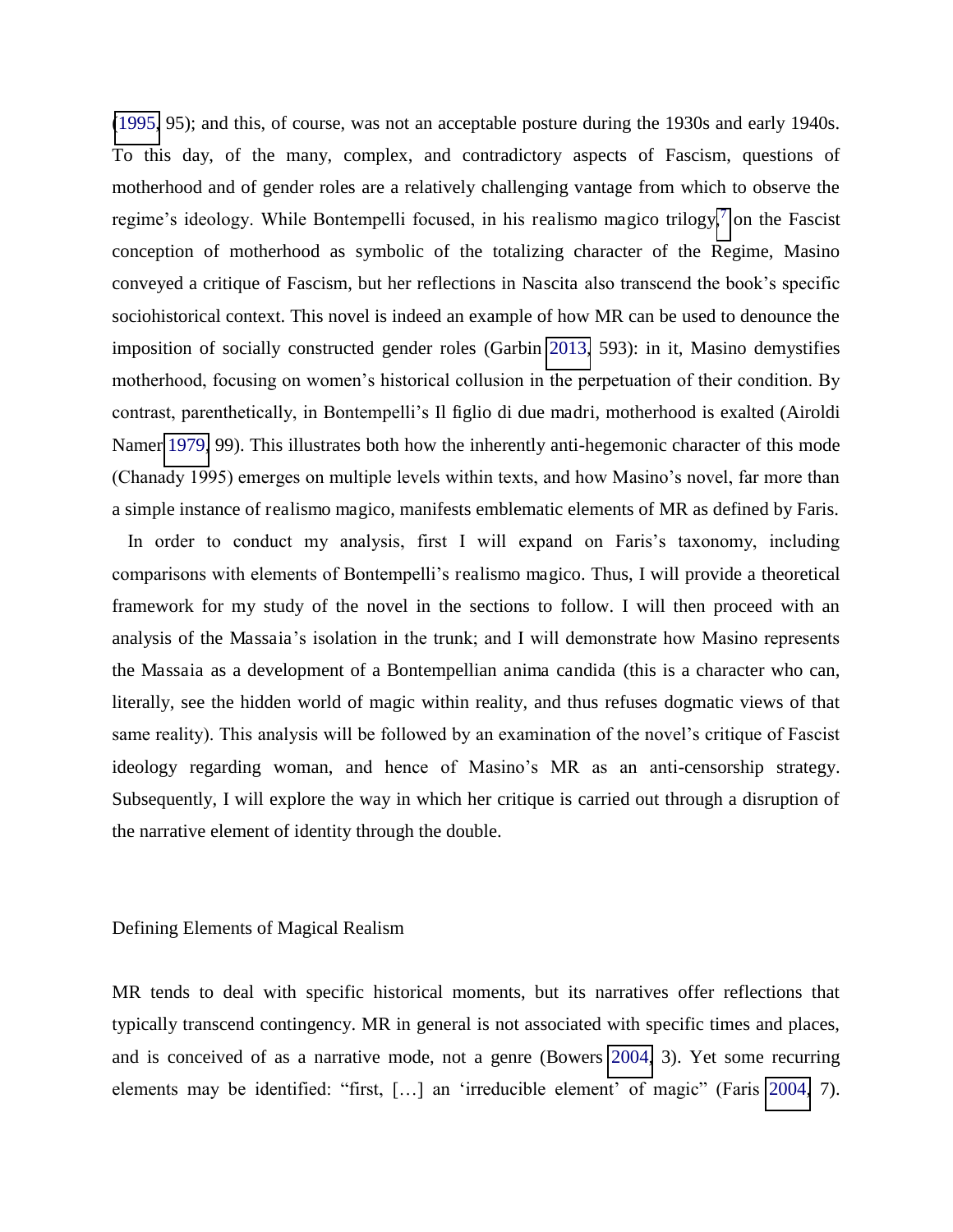(1995, 95); and this, of course, was not an acceptable posture during the 1930s and early 1940s. To this day, of the many, complex, and contradictory aspects of Fascism, questions of motherhood and of gender roles are a relatively challenging vantage from which to observe the regime's ideology. While Bontempelli focused, in his realismo magico trilogy,[7] on the Fascist conception of motherhood as symbolic of the totalizing character of the Regime, Masino conveyed a critique of Fascism, but her reflections in Nascita also transcend the book's specific sociohistorical context. This novel is indeed an example of how MR can be used to denounce the imposition of socially constructed gender roles (Garbin 2013, 593): in it, Masino demystifies motherhood, focusing on women's historical collusion in the perpetuation of their condition. By contrast, parenthetically, in Bontempelli's Il figlio di due madri, motherhood is exalted (Airoldi Namer 1979, 99). This illustrates both how the inherently anti-hegemonic character of this mode (Chanady 1995) emerges on multiple levels within texts, and how Masino's novel, far more than a simple instance of realismo magico, manifests emblematic elements of MR as defined by Faris.

In order to conduct my analysis, first I will expand on Faris's taxonomy, including comparisons with elements of Bontempelli's realismo magico. Thus, I will provide a theoretical framework for my study of the novel in the sections to follow. I will then proceed with an analysis of the Massaia's isolation in the trunk; and I will demonstrate how Masino represents the Massaia as a development of a Bontempellian anima candida (this is a character who can, literally, see the hidden world of magic within reality, and thus refuses dogmatic views of that same reality). This analysis will be followed by an examination of the novel's critique of Fascist ideology regarding woman, and hence of Masino's MR as an anti-censorship strategy. Subsequently, I will explore the way in which her critique is carried out through a disruption of the narrative element of identity through the double.

## Defining Elements of Magical Realism

MR tends to deal with specific historical moments, but its narratives offer reflections that typically transcend contingency. MR in general is not associated with specific times and places, and is conceived of as a narrative mode, not a genre (Bowers 2004, 3). Yet some recurring elements may be identified: "first, […] an 'irreducible element' of magic" (Faris 2004, 7).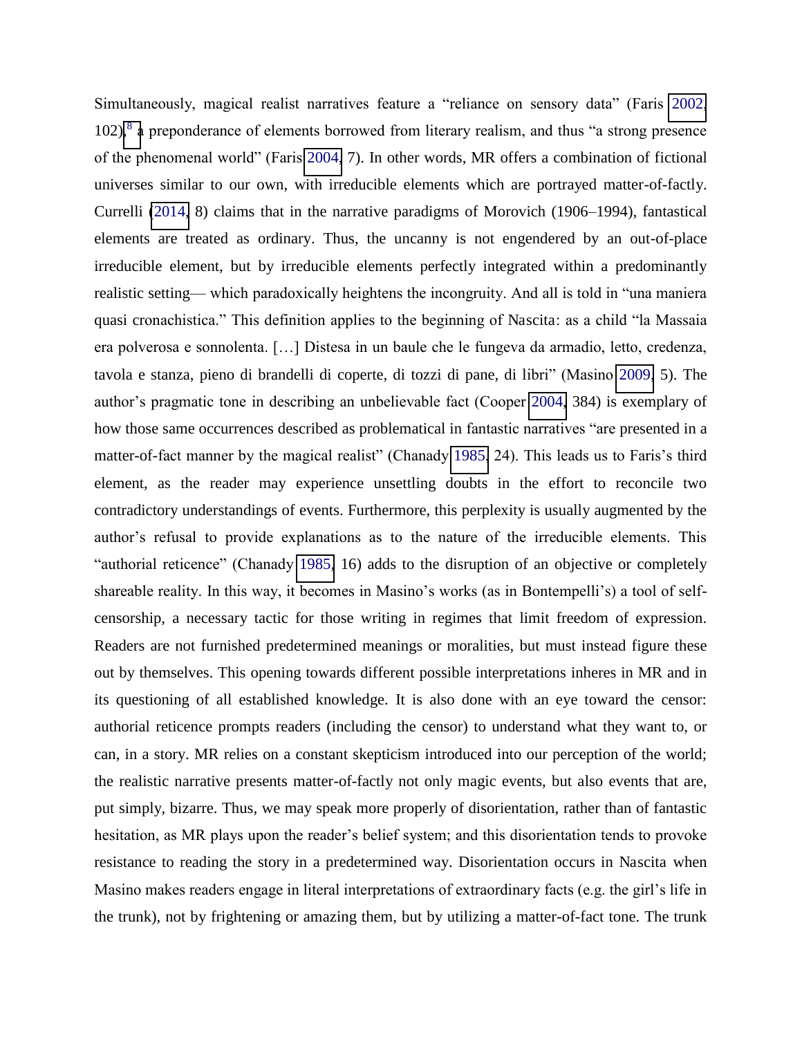Simultaneously, magical realist narratives feature a "reliance on sensory data" (Faris 2002, 102),[8] a preponderance of elements borrowed from literary realism, and thus "a strong presence of the phenomenal world" (Faris 2004, 7). In other words, MR offers a combination of fictional universes similar to our own, with irreducible elements which are portrayed matter-of-factly. Currelli (2014, 8) claims that in the narrative paradigms of Morovich (1906–1994), fantastical elements are treated as ordinary. Thus, the uncanny is not engendered by an out-of-place irreducible element, but by irreducible elements perfectly integrated within a predominantly realistic setting— which paradoxically heightens the incongruity. And all is told in "una maniera quasi cronachistica." This definition applies to the beginning of Nascita: as a child "la Massaia era polverosa e sonnolenta. […] Distesa in un baule che le fungeva da armadio, letto, credenza, tavola e stanza, pieno di brandelli di coperte, di tozzi di pane, di libri" (Masino 2009, 5). The author's pragmatic tone in describing an unbelievable fact (Cooper 2004, 384) is exemplary of how those same occurrences described as problematical in fantastic narratives "are presented in a matter-of-fact manner by the magical realist" (Chanady 1985, 24). This leads us to Faris's third element, as the reader may experience unsettling doubts in the effort to reconcile two contradictory understandings of events. Furthermore, this perplexity is usually augmented by the author's refusal to provide explanations as to the nature of the irreducible elements. This "authorial reticence" (Chanady 1985, 16) adds to the disruption of an objective or completely shareable reality. In this way, it becomes in Masino's works (as in Bontempelli's) a tool of self-censorship, a necessary tactic for those writing in regimes that limit freedom of expression. Readers are not furnished predetermined meanings or moralities, but must instead figure these out by themselves. This opening towards different possible interpretations inheres in MR and in its questioning of all established knowledge. It is also done with an eye toward the censor: authorial reticence prompts readers (including the censor) to understand what they want to, or can, in a story. MR relies on a constant skepticism introduced into our perception of the world; the realistic narrative presents matter-of-factly not only magic events, but also events that are, put simply, bizarre. Thus, we may speak more properly of disorientation, rather than of fantastic hesitation, as MR plays upon the reader's belief system; and this disorientation tends to provoke resistance to reading the story in a predetermined way. Disorientation occurs in Nascita when Masino makes readers engage in literal interpretations of extraordinary facts (e.g. the girl's life in the trunk), not by frightening or amazing them, but by utilizing a matter-of-fact tone. The trunk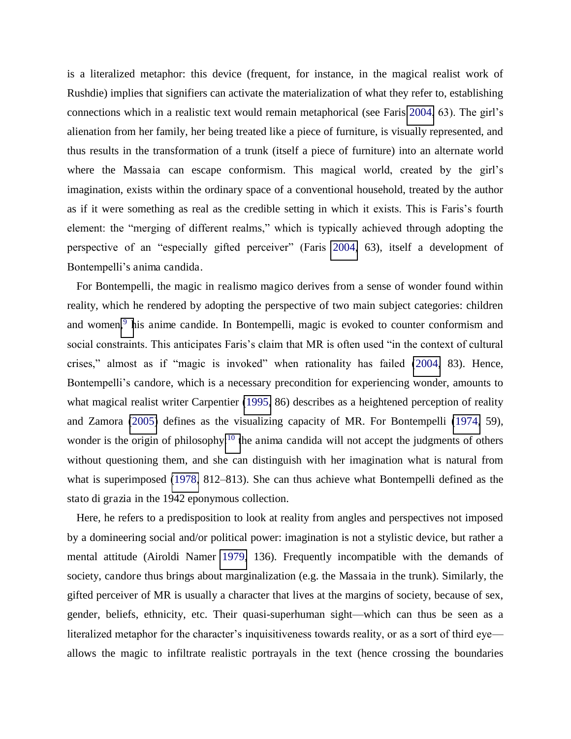is a literalized metaphor: this device (frequent, for instance, in the magical realist work of Rushdie) implies that signifiers can activate the materialization of what they refer to, establishing connections which in a realistic text would remain metaphorical (see Faris 2004, 63). The girl's alienation from her family, her being treated like a piece of furniture, is visually represented, and thus results in the transformation of a trunk (itself a piece of furniture) into an alternate world where the *Massaia* can escape conformism. This magical world, created by the girl's imagination, exists within the ordinary space of a conventional household, treated by the author as if it were something as real as the credible setting in which it exists. This is Faris's fourth element: the "merging of different realms," which is typically achieved through adopting the perspective of an "especially gifted perceiver" (Faris 2004, 63), itself a development of Bontempelli's *anima candida*.

For Bontempelli, the magic in *realismo magico* derives from a sense of wonder found within reality, which he rendered by adopting the perspective of two main subject categories: children and women,[9] his *anime candide*. In Bontempelli, magic is evoked to counter conformism and social constraints. This anticipates Faris's claim that MR is often used "in the context of cultural crises," almost as if "magic is invoked" when rationality has failed (2004, 83). Hence, Bontempelli's *candore*, which is a necessary precondition for experiencing wonder, amounts to what magical realist writer Carpentier (1995, 86) describes as a heightened perception of reality and Zamora (2005) defines as the visualizing capacity of MR. For Bontempelli (1974, 59), wonder is the origin of philosophy:[10] the *anima candida* will not accept the judgments of others without questioning them, and she can distinguish with her imagination what is natural from what is superimposed (1978, 812–813). She can thus achieve what Bontempelli defined as the *stato di grazia* in the 1942 eponymous collection.

Here, he refers to a predisposition to look at reality from angles and perspectives not imposed by a domineering social and/or political power: imagination is not a stylistic device, but rather a mental attitude (Airoldi Namer 1979, 136). Frequently incompatible with the demands of society, *candore* thus brings about marginalization (e.g. the *Massaia* in the trunk). Similarly, the gifted perceiver of MR is usually a character that lives at the margins of society, because of sex, gender, beliefs, ethnicity, etc. Their quasi-superhuman sight—which can thus be seen as a literalized metaphor for the character's inquisitiveness towards reality, or as a sort of third eye—allows the magic to infiltrate realistic portrayals in the text (hence crossing the boundaries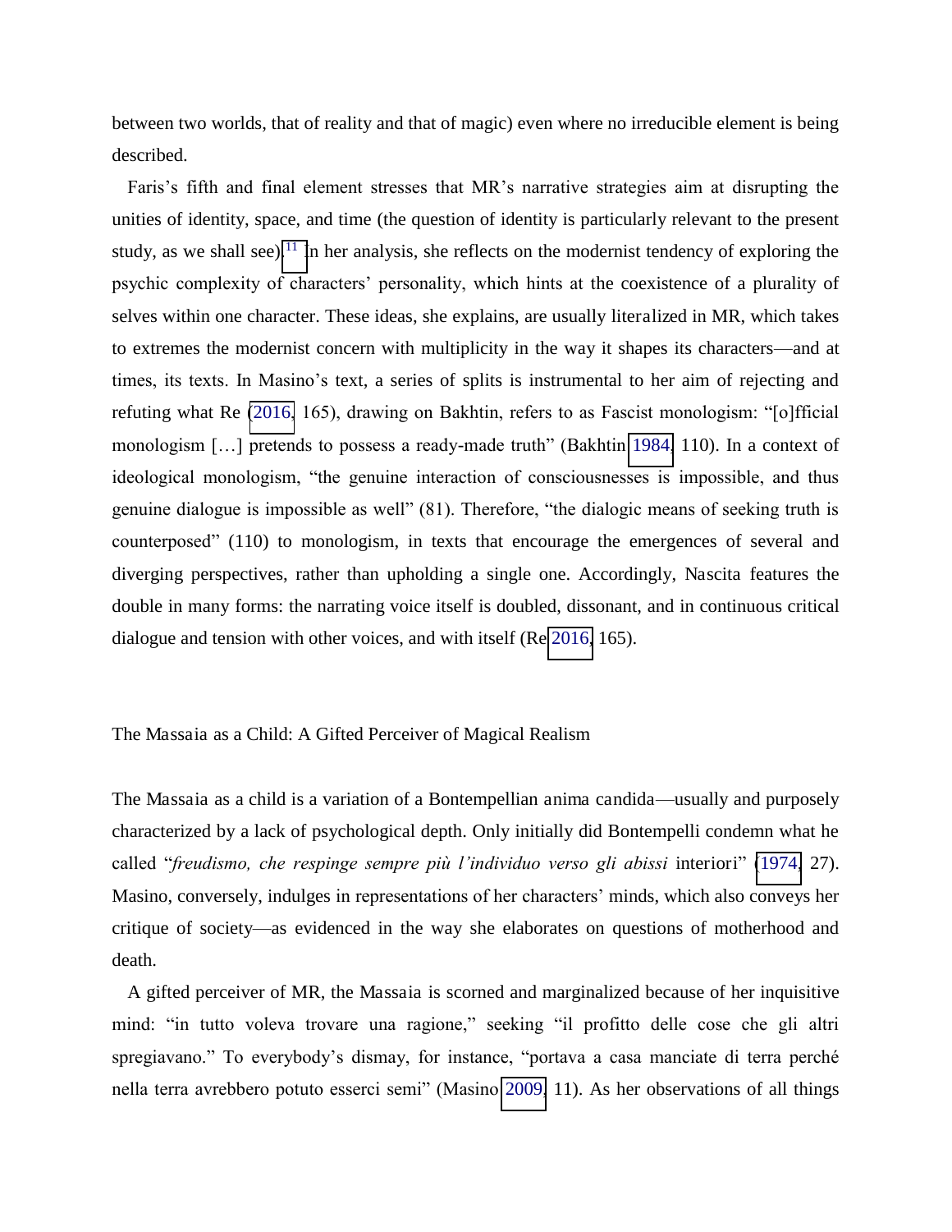between two worlds, that of reality and that of magic) even where no irreducible element is being described.

Faris's fifth and final element stresses that MR's narrative strategies aim at disrupting the unities of identity, space, and time (the question of identity is particularly relevant to the present study, as we shall see).[11] In her analysis, she reflects on the modernist tendency of exploring the psychic complexity of characters' personality, which hints at the coexistence of a plurality of selves within one character. These ideas, she explains, are usually literalized in MR, which takes to extremes the modernist concern with multiplicity in the way it shapes its characters—and at times, its texts. In Masino's text, a series of splits is instrumental to her aim of rejecting and refuting what Re (2016, 165), drawing on Bakhtin, refers to as Fascist monologism: "[o]fficial monologism […] pretends to possess a ready-made truth" (Bakhtin 1984, 110). In a context of ideological monologism, "the genuine interaction of consciousnesses is impossible, and thus genuine dialogue is impossible as well" (81). Therefore, "the dialogic means of seeking truth is counterposed" (110) to monologism, in texts that encourage the emergences of several and diverging perspectives, rather than upholding a single one. Accordingly, Nascita features the double in many forms: the narrating voice itself is doubled, dissonant, and in continuous critical dialogue and tension with other voices, and with itself (Re 2016, 165).

## The Massaia as a Child: A Gifted Perceiver of Magical Realism

The Massaia as a child is a variation of a Bontempellian anima candida—usually and purposely characterized by a lack of psychological depth. Only initially did Bontempelli condemn what he called "*freudismo, che respinge sempre più l'individuo verso gli abissi* interiori" (1974, 27). Masino, conversely, indulges in representations of her characters' minds, which also conveys her critique of society—as evidenced in the way she elaborates on questions of motherhood and death.

A gifted perceiver of MR, the Massaia is scorned and marginalized because of her inquisitive mind: "in tutto voleva trovare una ragione," seeking "il profitto delle cose che gli altri spregiavano." To everybody's dismay, for instance, "portava a casa manciate di terra perché nella terra avrebbero potuto esserci semi" (Masino 2009, 11). As her observations of all things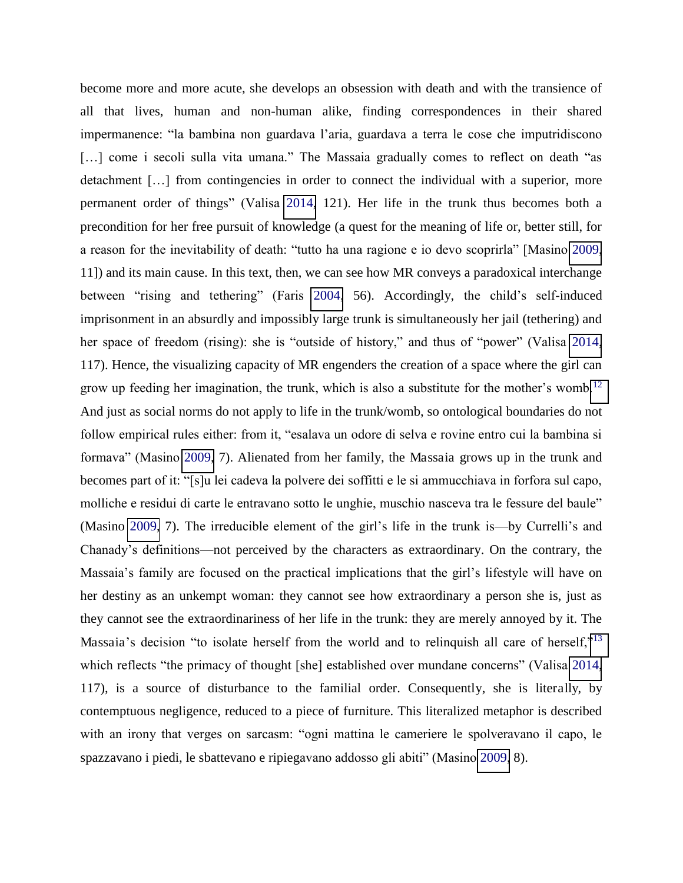become more and more acute, she develops an obsession with death and with the transience of all that lives, human and non-human alike, finding correspondences in their shared impermanence: "la bambina non guardava l'aria, guardava a terra le cose che imputridiscono […] come i secoli sulla vita umana." The Massaia gradually comes to reflect on death "as detachment […] from contingencies in order to connect the individual with a superior, more permanent order of things" (Valisa 2014, 121). Her life in the trunk thus becomes both a precondition for her free pursuit of knowledge (a quest for the meaning of life or, better still, for a reason for the inevitability of death: "tutto ha una ragione e io devo scoprirla" [Masino 2009, 11]) and its main cause. In this text, then, we can see how MR conveys a paradoxical interchange between "rising and tethering" (Faris 2004, 56). Accordingly, the child's self-induced imprisonment in an absurdly and impossibly large trunk is simultaneously her jail (tethering) and her space of freedom (rising): she is "outside of history," and thus of "power" (Valisa 2014, 117). Hence, the visualizing capacity of MR engenders the creation of a space where the girl can grow up feeding her imagination, the trunk, which is also a substitute for the mother's womb.[12] And just as social norms do not apply to life in the trunk/womb, so ontological boundaries do not follow empirical rules either: from it, "esalava un odore di selva e rovine entro cui la bambina si formava" (Masino 2009, 7). Alienated from her family, the Massaia grows up in the trunk and becomes part of it: "[s]u lei cadeva la polvere dei soffitti e le si ammucchiava in forfora sul capo, molliche e residui di carte le entravano sotto le unghie, muschio nasceva tra le fessure del baule" (Masino 2009, 7). The irreducible element of the girl's life in the trunk is—by Currelli's and Chanady's definitions—not perceived by the characters as extraordinary. On the contrary, the Massaia's family are focused on the practical implications that the girl's lifestyle will have on her destiny as an unkempt woman: they cannot see how extraordinary a person she is, just as they cannot see the extraordinariness of her life in the trunk: they are merely annoyed by it. The Massaia's decision "to isolate herself from the world and to relinquish all care of herself,"[13] which reflects "the primacy of thought [she] established over mundane concerns" (Valisa 2014, 117), is a source of disturbance to the familial order. Consequently, she is literally, by contemptuous negligence, reduced to a piece of furniture. This literalized metaphor is described with an irony that verges on sarcasm: "ogni mattina le cameriere le spolveravano il capo, le spazzavano i piedi, le sbattevano e ripiegavano addosso gli abiti" (Masino 2009, 8).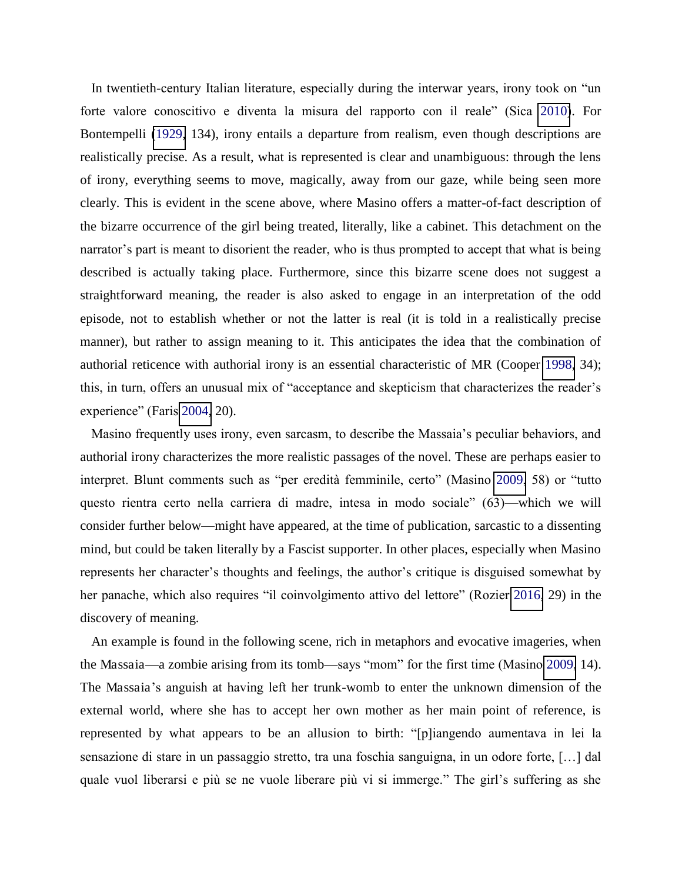In twentieth-century Italian literature, especially during the interwar years, irony took on "un forte valore conoscitivo e diventa la misura del rapporto con il reale" (Sica 2010). For Bontempelli (1929, 134), irony entails a departure from realism, even though descriptions are realistically precise. As a result, what is represented is clear and unambiguous: through the lens of irony, everything seems to move, magically, away from our gaze, while being seen more clearly. This is evident in the scene above, where Masino offers a matter-of-fact description of the bizarre occurrence of the girl being treated, literally, like a cabinet. This detachment on the narrator's part is meant to disorient the reader, who is thus prompted to accept that what is being described is actually taking place. Furthermore, since this bizarre scene does not suggest a straightforward meaning, the reader is also asked to engage in an interpretation of the odd episode, not to establish whether or not the latter is real (it is told in a realistically precise manner), but rather to assign meaning to it. This anticipates the idea that the combination of authorial reticence with authorial irony is an essential characteristic of MR (Cooper 1998, 34); this, in turn, offers an unusual mix of "acceptance and skepticism that characterizes the reader's experience" (Faris 2004, 20).

Masino frequently uses irony, even sarcasm, to describe the Massaia's peculiar behaviors, and authorial irony characterizes the more realistic passages of the novel. These are perhaps easier to interpret. Blunt comments such as "per eredità femminile, certo" (Masino 2009, 58) or "tutto questo rientra certo nella carriera di madre, intesa in modo sociale" (63)—which we will consider further below—might have appeared, at the time of publication, sarcastic to a dissenting mind, but could be taken literally by a Fascist supporter. In other places, especially when Masino represents her character's thoughts and feelings, the author's critique is disguised somewhat by her panache, which also requires "il coinvolgimento attivo del lettore" (Rozier 2016, 29) in the discovery of meaning.

An example is found in the following scene, rich in metaphors and evocative imageries, when the Massaia—a zombie arising from its tomb—says "mom" for the first time (Masino 2009, 14). The Massaia's anguish at having left her trunk-womb to enter the unknown dimension of the external world, where she has to accept her own mother as her main point of reference, is represented by what appears to be an allusion to birth: "[p]iangendo aumentava in lei la sensazione di stare in un passaggio stretto, tra una foschia sanguigna, in un odore forte, […] dal quale vuol liberarsi e più se ne vuole liberare più vi si immerge." The girl's suffering as she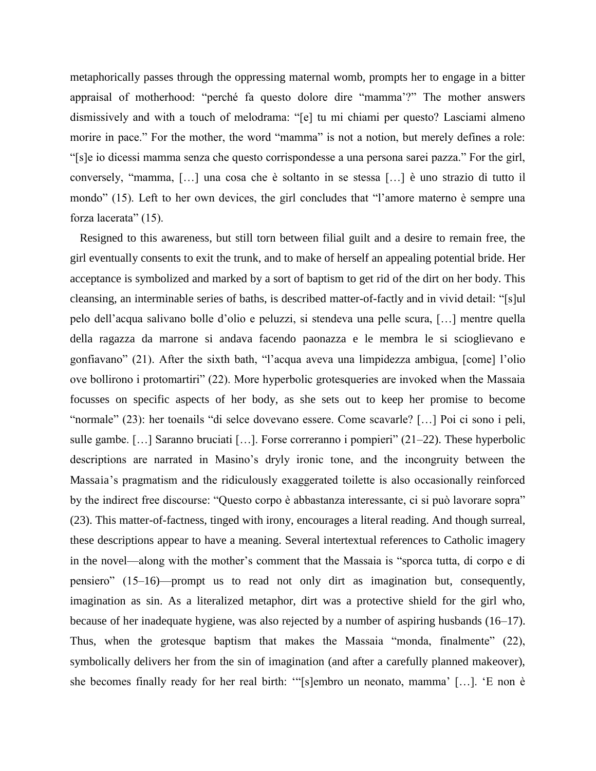metaphorically passes through the oppressing maternal womb, prompts her to engage in a bitter appraisal of motherhood: "perché fa questo dolore dire "mamma'?" The mother answers dismissively and with a touch of melodrama: "[e] tu mi chiami per questo? Lasciami almeno morire in pace." For the mother, the word "mamma" is not a notion, but merely defines a role: "[s]e io dicessi mamma senza che questo corrispondesse a una persona sarei pazza." For the girl, conversely, "mamma, […] una cosa che è soltanto in se stessa […] è uno strazio di tutto il mondo" (15). Left to her own devices, the girl concludes that "l'amore materno è sempre una forza lacerata" (15).

Resigned to this awareness, but still torn between filial guilt and a desire to remain free, the girl eventually consents to exit the trunk, and to make of herself an appealing potential bride. Her acceptance is symbolized and marked by a sort of baptism to get rid of the dirt on her body. This cleansing, an interminable series of baths, is described matter-of-factly and in vivid detail: "[s]ul pelo dell'acqua salivano bolle d'olio e peluzzi, si stendeva una pelle scura, […] mentre quella della ragazza da marrone si andava facendo paonazza e le membra le si scioglievano e gonfiavano" (21). After the sixth bath, "l'acqua aveva una limpidezza ambigua, [come] l'olio ove bollirono i protomartiri" (22). More hyperbolic grotesqueries are invoked when the Massaia focusses on specific aspects of her body, as she sets out to keep her promise to become "normale" (23): her toenails "di selce dovevano essere. Come scavarle? […] Poi ci sono i peli, sulle gambe. […] Saranno bruciati […]. Forse correranno i pompieri" (21–22). These hyperbolic descriptions are narrated in Masino's dryly ironic tone, and the incongruity between the Massaia's pragmatism and the ridiculously exaggerated toilette is also occasionally reinforced by the indirect free discourse: "Questo corpo è abbastanza interessante, ci si può lavorare sopra" (23). This matter-of-factness, tinged with irony, encourages a literal reading. And though surreal, these descriptions appear to have a meaning. Several intertextual references to Catholic imagery in the novel—along with the mother's comment that the Massaia is "sporca tutta, di corpo e di pensiero" (15–16)—prompt us to read not only dirt as imagination but, consequently, imagination as sin. As a literalized metaphor, dirt was a protective shield for the girl who, because of her inadequate hygiene, was also rejected by a number of aspiring husbands (16–17). Thus, when the grotesque baptism that makes the Massaia "monda, finalmente" (22), symbolically delivers her from the sin of imagination (and after a carefully planned makeover), she becomes finally ready for her real birth: '"[s]embro un neonato, mamma' […]. 'E non è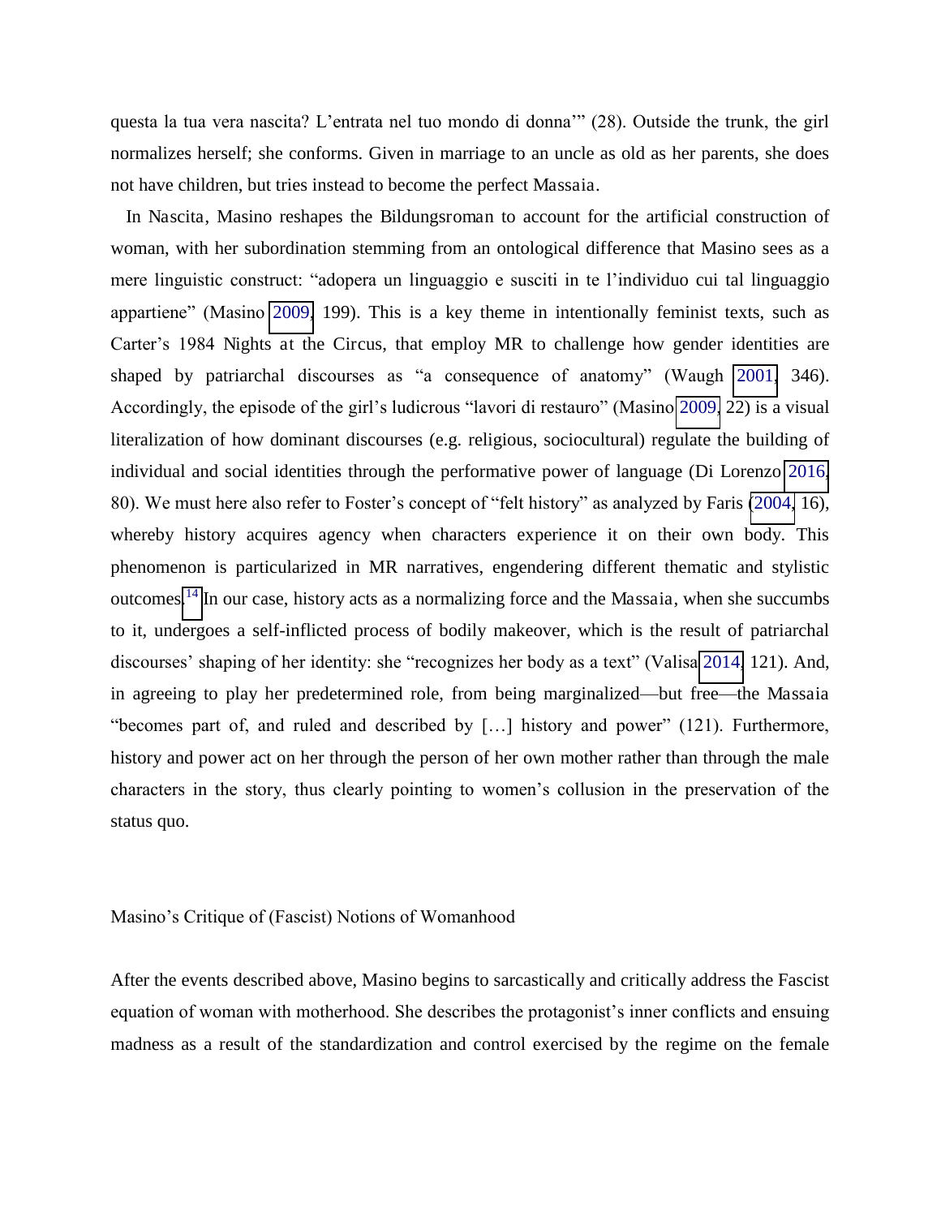questa la tua vera nascita? L'entrata nel tuo mondo di donna'" (28). Outside the trunk, the girl normalizes herself; she conforms. Given in marriage to an uncle as old as her parents, she does not have children, but tries instead to become the perfect Massaia.

In Nascita, Masino reshapes the Bildungsroman to account for the artificial construction of woman, with her subordination stemming from an ontological difference that Masino sees as a mere linguistic construct: "adopera un linguaggio e susciti in te l'individuo cui tal linguaggio appartiene" (Masino 2009, 199). This is a key theme in intentionally feminist texts, such as Carter's 1984 Nights at the Circus, that employ MR to challenge how gender identities are shaped by patriarchal discourses as "a consequence of anatomy" (Waugh 2001, 346). Accordingly, the episode of the girl's ludicrous "lavori di restauro" (Masino 2009, 22) is a visual literalization of how dominant discourses (e.g. religious, sociocultural) regulate the building of individual and social identities through the performative power of language (Di Lorenzo 2016, 80). We must here also refer to Foster's concept of "felt history" as analyzed by Faris (2004, 16), whereby history acquires agency when characters experience it on their own body. This phenomenon is particularized in MR narratives, engendering different thematic and stylistic outcomes.[14] In our case, history acts as a normalizing force and the Massaia, when she succumbs to it, undergoes a self-inflicted process of bodily makeover, which is the result of patriarchal discourses' shaping of her identity: she "recognizes her body as a text" (Valisa 2014, 121). And, in agreeing to play her predetermined role, from being marginalized—but free—the Massaia "becomes part of, and ruled and described by […] history and power" (121). Furthermore, history and power act on her through the person of her own mother rather than through the male characters in the story, thus clearly pointing to women's collusion in the preservation of the status quo.

## Masino's Critique of (Fascist) Notions of Womanhood

After the events described above, Masino begins to sarcastically and critically address the Fascist equation of woman with motherhood. She describes the protagonist's inner conflicts and ensuing madness as a result of the standardization and control exercised by the regime on the female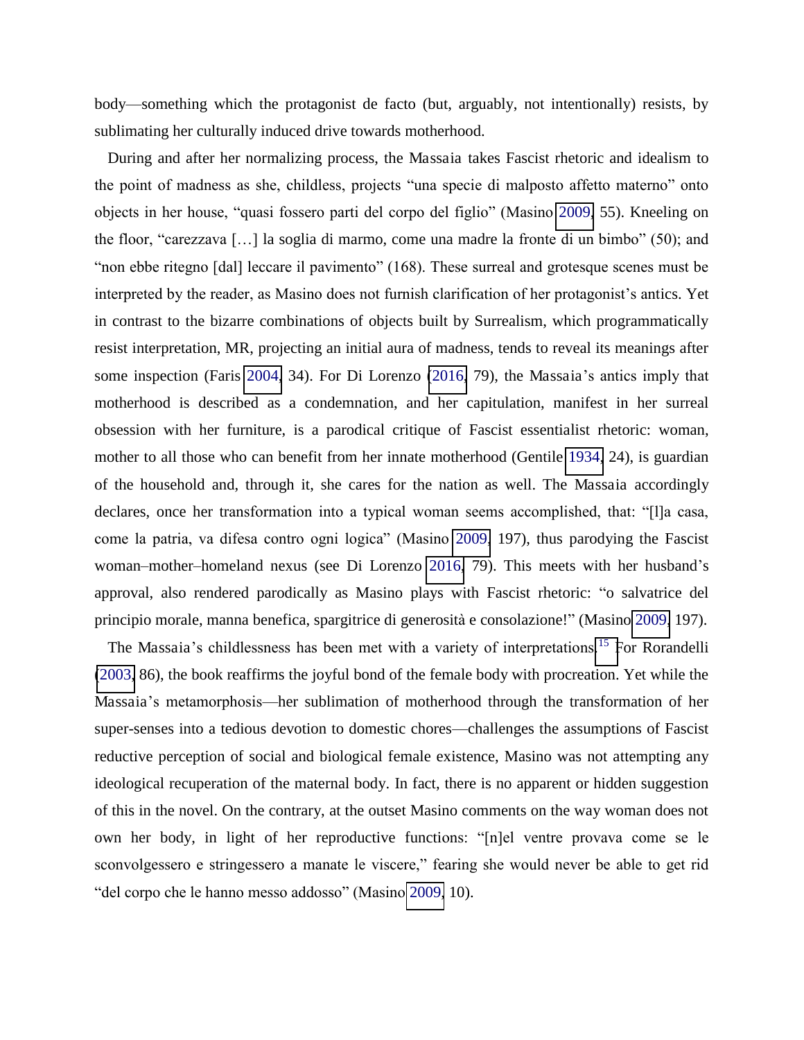body—something which the protagonist de facto (but, arguably, not intentionally) resists, by sublimating her culturally induced drive towards motherhood.

During and after her normalizing process, the Massaia takes Fascist rhetoric and idealism to the point of madness as she, childless, projects "una specie di malposto affetto materno" onto objects in her house, "quasi fossero parti del corpo del figlio" (Masino 2009, 55). Kneeling on the floor, "carezzava [...] la soglia di marmo, come una madre la fronte di un bimbo" (50); and "non ebbe ritegno [dal] leccare il pavimento" (168). These surreal and grotesque scenes must be interpreted by the reader, as Masino does not furnish clarification of her protagonist's antics. Yet in contrast to the bizarre combinations of objects built by Surrealism, which programmatically resist interpretation, MR, projecting an initial aura of madness, tends to reveal its meanings after some inspection (Faris 2004, 34). For Di Lorenzo (2016, 79), the Massaia's antics imply that motherhood is described as a condemnation, and her capitulation, manifest in her surreal obsession with her furniture, is a parodical critique of Fascist essentialist rhetoric: woman, mother to all those who can benefit from her innate motherhood (Gentile 1934, 24), is guardian of the household and, through it, she cares for the nation as well. The Massaia accordingly declares, once her transformation into a typical woman seems accomplished, that: "[l]a casa, come la patria, va difesa contro ogni logica" (Masino 2009, 197), thus parodying the Fascist woman–mother–homeland nexus (see Di Lorenzo 2016, 79). This meets with her husband's approval, also rendered parodically as Masino plays with Fascist rhetoric: "o salvatrice del principio morale, manna benefica, spargitrice di generosità e consolazione!" (Masino 2009, 197).

The Massaia's childlessness has been met with a variety of interpretations.[15] For Rorandelli (2003, 86), the book reaffirms the joyful bond of the female body with procreation. Yet while the Massaia's metamorphosis—her sublimation of motherhood through the transformation of her super-senses into a tedious devotion to domestic chores—challenges the assumptions of Fascist reductive perception of social and biological female existence, Masino was not attempting any ideological recuperation of the maternal body. In fact, there is no apparent or hidden suggestion of this in the novel. On the contrary, at the outset Masino comments on the way woman does not own her body, in light of her reproductive functions: "[n]el ventre provava come se le sconvolgessero e stringessero a manate le viscere," fearing she would never be able to get rid "del corpo che le hanno messo addosso" (Masino 2009, 10).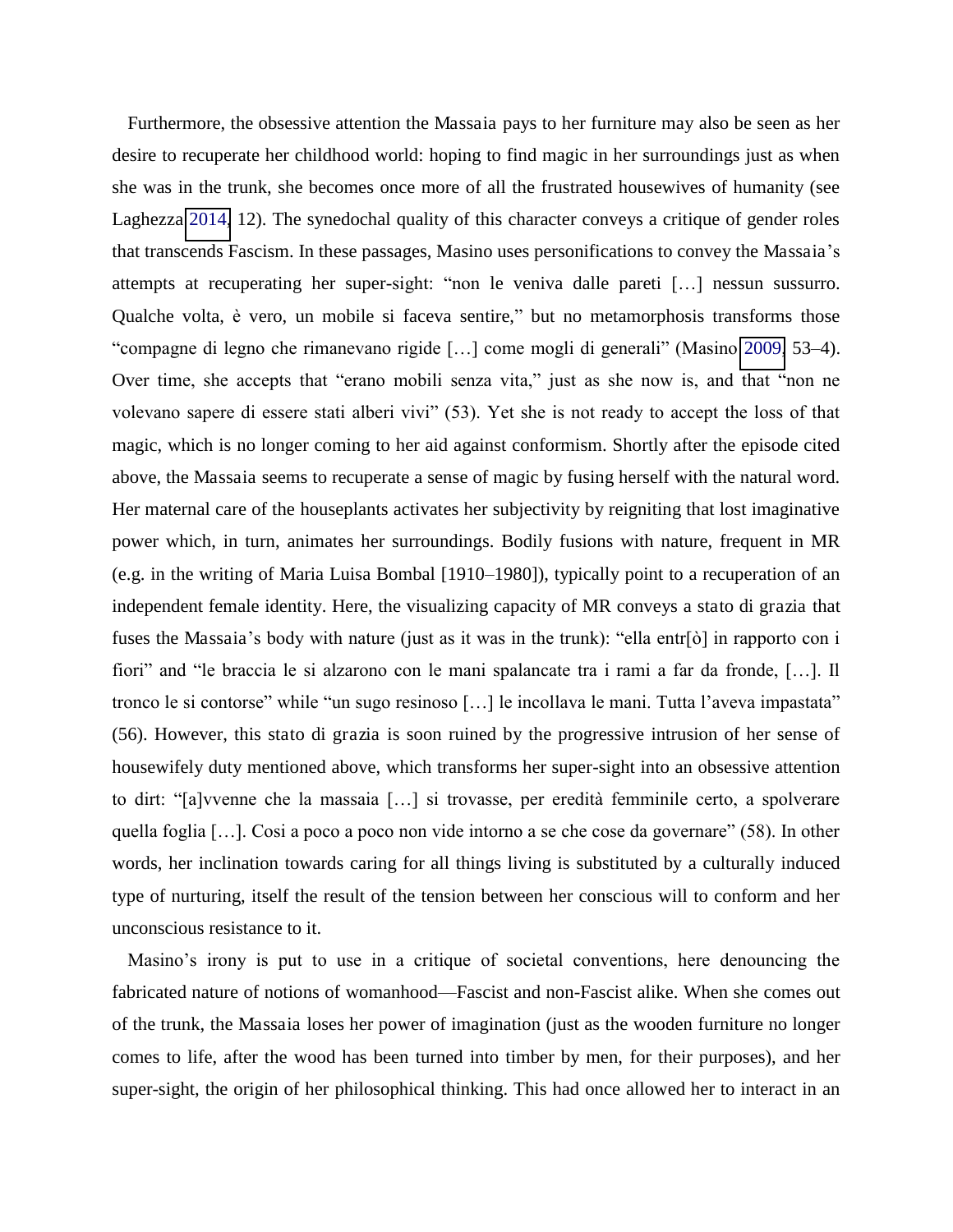Furthermore, the obsessive attention the Massaia pays to her furniture may also be seen as her desire to recuperate her childhood world: hoping to find magic in her surroundings just as when she was in the trunk, she becomes once more of all the frustrated housewives of humanity (see Laghezza 2014, 12). The synedochal quality of this character conveys a critique of gender roles that transcends Fascism. In these passages, Masino uses personifications to convey the Massaia's attempts at recuperating her super-sight: "non le veniva dalle pareti […] nessun sussurro. Qualche volta, è vero, un mobile si faceva sentire," but no metamorphosis transforms those "compagne di legno che rimanevano rigide […] come mogli di generali" (Masino 2009, 53–4). Over time, she accepts that "erano mobili senza vita," just as she now is, and that "non ne volevano sapere di essere stati alberi vivi" (53). Yet she is not ready to accept the loss of that magic, which is no longer coming to her aid against conformism. Shortly after the episode cited above, the Massaia seems to recuperate a sense of magic by fusing herself with the natural word. Her maternal care of the houseplants activates her subjectivity by reigniting that lost imaginative power which, in turn, animates her surroundings. Bodily fusions with nature, frequent in MR (e.g. in the writing of Maria Luisa Bombal [1910–1980]), typically point to a recuperation of an independent female identity. Here, the visualizing capacity of MR conveys a *stato di grazia* that fuses the Massaia's body with nature (just as it was in the trunk): "ella entr[ò] in rapporto con i fiori" and "le braccia le si alzarono con le mani spalancate tra i rami a far da fronde, […]. Il tronco le si contorse" while "un sugo resinoso […] le incollava le mani. Tutta l'aveva impastata" (56). However, this *stato di grazia* is soon ruined by the progressive intrusion of her sense of housewifely duty mentioned above, which transforms her super-sight into an obsessive attention to dirt: "[a]vvenne che la massaia […] si trovasse, per eredità femminile certo, a spolverare quella foglia […]. Cosi a poco a poco non vide intorno a se che cose da governare" (58). In other words, her inclination towards caring for all things living is substituted by a culturally induced type of nurturing, itself the result of the tension between her conscious will to conform and her unconscious resistance to it.

Masino's irony is put to use in a critique of societal conventions, here denouncing the fabricated nature of notions of womanhood—Fascist and non-Fascist alike. When she comes out of the trunk, the Massaia loses her power of imagination (just as the wooden furniture no longer comes to life, after the wood has been turned into timber by men, for their purposes), and her super-sight, the origin of her philosophical thinking. This had once allowed her to interact in an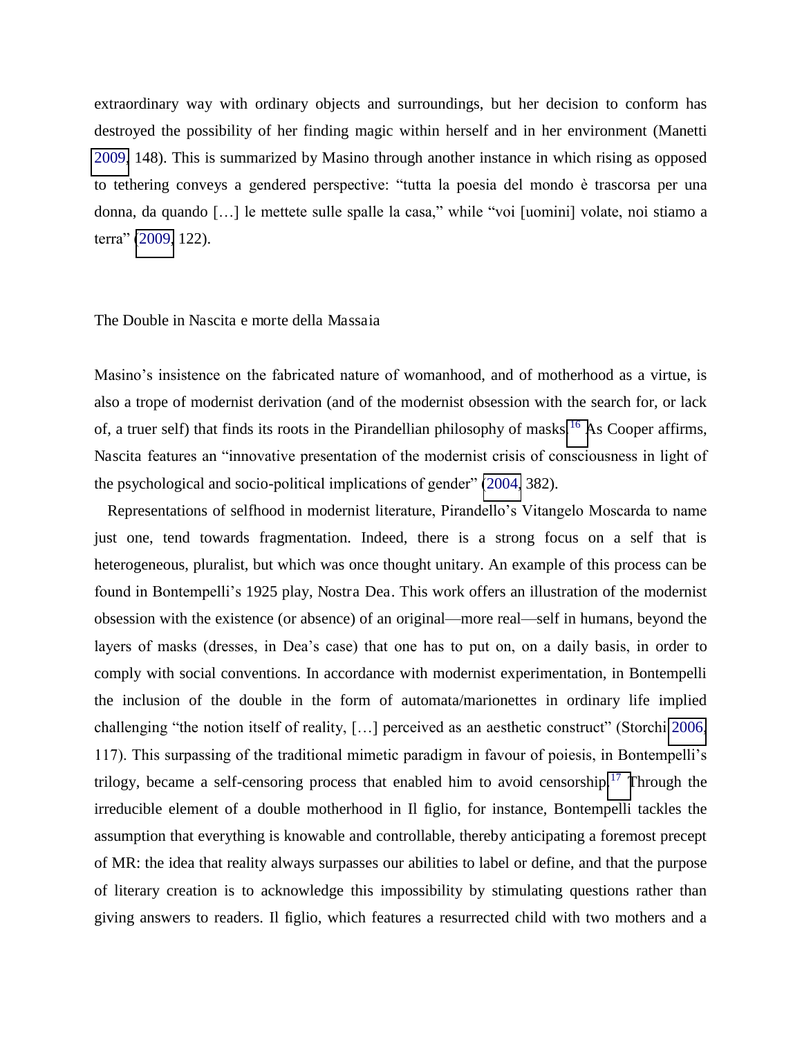extraordinary way with ordinary objects and surroundings, but her decision to conform has destroyed the possibility of her finding magic within herself and in her environment (Manetti 2009, 148). This is summarized by Masino through another instance in which rising as opposed to tethering conveys a gendered perspective: "tutta la poesia del mondo è trascorsa per una donna, da quando […] le mettete sulle spalle la casa," while "voi [uomini] volate, noi stiamo a terra" (2009, 122).

## The Double in Nascita e morte della Massaia

Masino's insistence on the fabricated nature of womanhood, and of motherhood as a virtue, is also a trope of modernist derivation (and of the modernist obsession with the search for, or lack of, a truer self) that finds its roots in the Pirandellian philosophy of masks.[16] As Cooper affirms, Nascita features an "innovative presentation of the modernist crisis of consciousness in light of the psychological and socio-political implications of gender" (2004, 382).

Representations of selfhood in modernist literature, Pirandello's Vitangelo Moscarda to name just one, tend towards fragmentation. Indeed, there is a strong focus on a self that is heterogeneous, pluralist, but which was once thought unitary. An example of this process can be found in Bontempelli's 1925 play, Nostra Dea. This work offers an illustration of the modernist obsession with the existence (or absence) of an original—more real—self in humans, beyond the layers of masks (dresses, in Dea's case) that one has to put on, on a daily basis, in order to comply with social conventions. In accordance with modernist experimentation, in Bontempelli the inclusion of the double in the form of automata/marionettes in ordinary life implied challenging "the notion itself of reality, […] perceived as an aesthetic construct" (Storchi 2006, 117). This surpassing of the traditional mimetic paradigm in favour of poiesis, in Bontempelli's trilogy, became a self-censoring process that enabled him to avoid censorship.[17] Through the irreducible element of a double motherhood in Il figlio, for instance, Bontempelli tackles the assumption that everything is knowable and controllable, thereby anticipating a foremost precept of MR: the idea that reality always surpasses our abilities to label or define, and that the purpose of literary creation is to acknowledge this impossibility by stimulating questions rather than giving answers to readers. Il figlio, which features a resurrected child with two mothers and a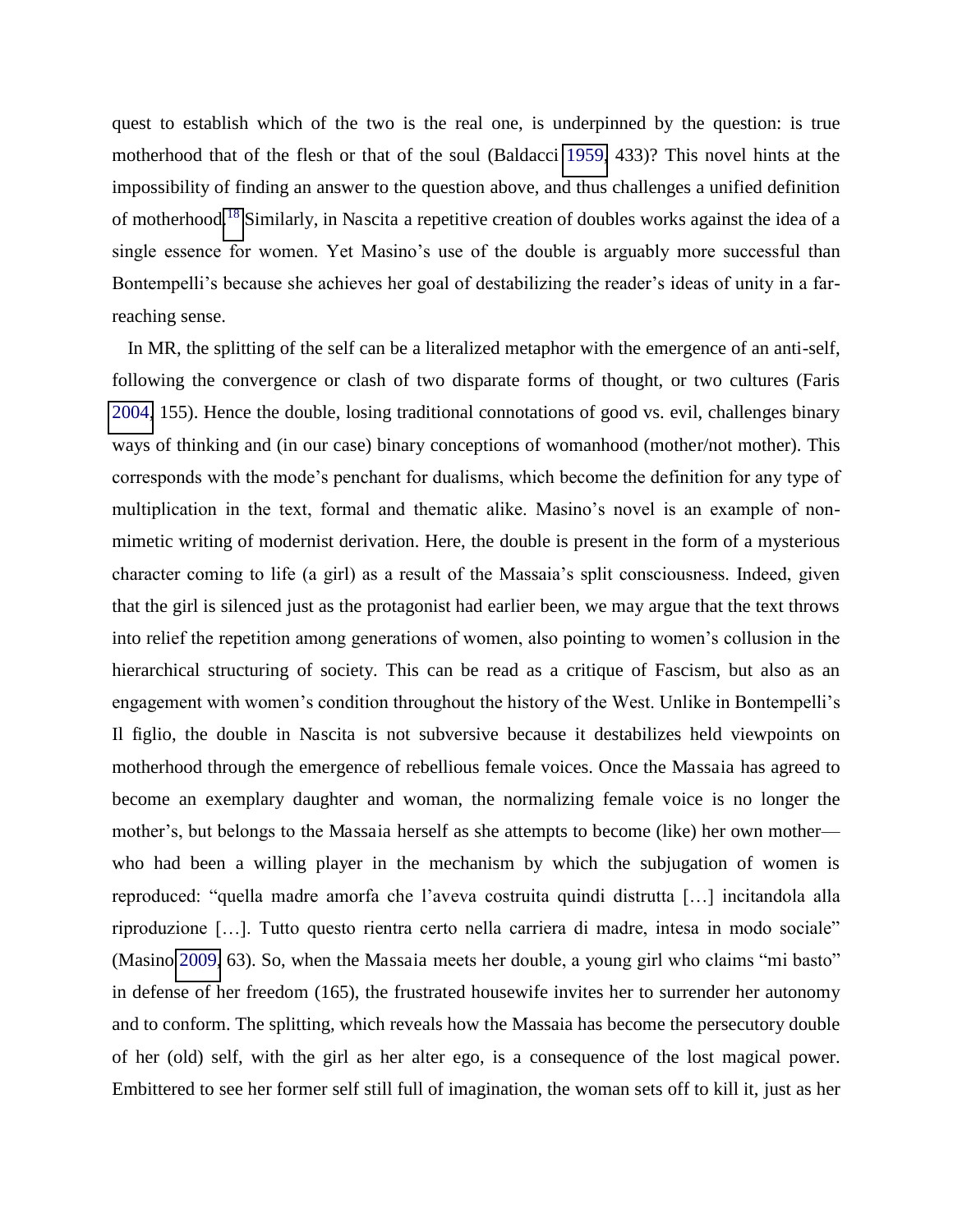quest to establish which of the two is the real one, is underpinned by the question: is true motherhood that of the flesh or that of the soul (Baldacci 1959, 433)? This novel hints at the impossibility of finding an answer to the question above, and thus challenges a unified definition of motherhood.[18] Similarly, in Nascita a repetitive creation of doubles works against the idea of a single essence for women. Yet Masino's use of the double is arguably more successful than Bontempelli's because she achieves her goal of destabilizing the reader's ideas of unity in a far-reaching sense.

In MR, the splitting of the self can be a literalized metaphor with the emergence of an anti-self, following the convergence or clash of two disparate forms of thought, or two cultures (Faris 2004, 155). Hence the double, losing traditional connotations of good vs. evil, challenges binary ways of thinking and (in our case) binary conceptions of womanhood (mother/not mother). This corresponds with the mode's penchant for dualisms, which become the definition for any type of multiplication in the text, formal and thematic alike. Masino's novel is an example of non-mimetic writing of modernist derivation. Here, the double is present in the form of a mysterious character coming to life (a girl) as a result of the Massaia's split consciousness. Indeed, given that the girl is silenced just as the protagonist had earlier been, we may argue that the text throws into relief the repetition among generations of women, also pointing to women's collusion in the hierarchical structuring of society. This can be read as a critique of Fascism, but also as an engagement with women's condition throughout the history of the West. Unlike in Bontempelli's Il figlio, the double in Nascita is not subversive because it destabilizes held viewpoints on motherhood through the emergence of rebellious female voices. Once the Massaia has agreed to become an exemplary daughter and woman, the normalizing female voice is no longer the mother's, but belongs to the Massaia herself as she attempts to become (like) her own mother—who had been a willing player in the mechanism by which the subjugation of women is reproduced: "quella madre amorfa che l'aveva costruita quindi distrutta […] incitandola alla riproduzione […]. Tutto questo rientra certo nella carriera di madre, intesa in modo sociale" (Masino 2009, 63). So, when the Massaia meets her double, a young girl who claims "mi basto" in defense of her freedom (165), the frustrated housewife invites her to surrender her autonomy and to conform. The splitting, which reveals how the Massaia has become the persecutory double of her (old) self, with the girl as her alter ego, is a consequence of the lost magical power. Embittered to see her former self still full of imagination, the woman sets off to kill it, just as her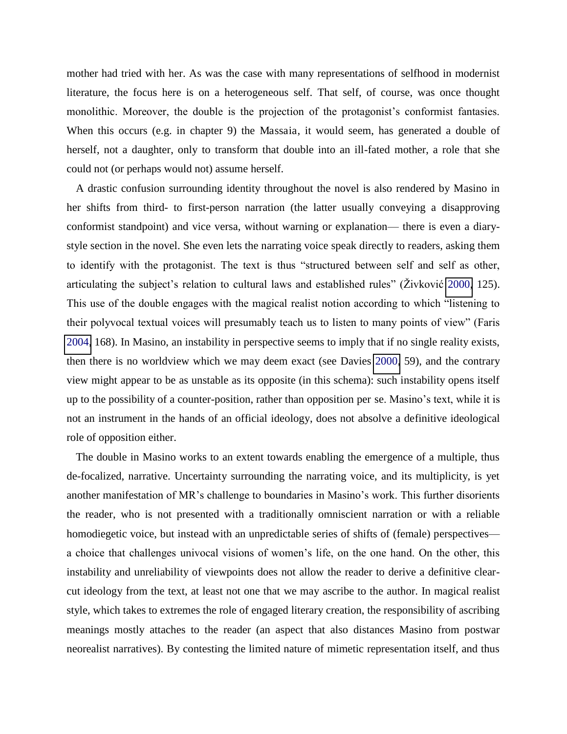mother had tried with her. As was the case with many representations of selfhood in modernist literature, the focus here is on a heterogeneous self. That self, of course, was once thought monolithic. Moreover, the double is the projection of the protagonist's conformist fantasies. When this occurs (e.g. in chapter 9) the Massaia, it would seem, has generated a double of herself, not a daughter, only to transform that double into an ill-fated mother, a role that she could not (or perhaps would not) assume herself.

A drastic confusion surrounding identity throughout the novel is also rendered by Masino in her shifts from third- to first-person narration (the latter usually conveying a disapproving conformist standpoint) and vice versa, without warning or explanation— there is even a diary-style section in the novel. She even lets the narrating voice speak directly to readers, asking them to identify with the protagonist. The text is thus "structured between self and self as other, articulating the subject's relation to cultural laws and established rules" (Živković 2000, 125). This use of the double engages with the magical realist notion according to which "listening to their polyvocal textual voices will presumably teach us to listen to many points of view" (Faris 2004, 168). In Masino, an instability in perspective seems to imply that if no single reality exists, then there is no worldview which we may deem exact (see Davies 2000, 59), and the contrary view might appear to be as unstable as its opposite (in this schema): such instability opens itself up to the possibility of a counter-position, rather than opposition per se. Masino's text, while it is not an instrument in the hands of an official ideology, does not absolve a definitive ideological role of opposition either.

The double in Masino works to an extent towards enabling the emergence of a multiple, thus de-focalized, narrative. Uncertainty surrounding the narrating voice, and its multiplicity, is yet another manifestation of MR's challenge to boundaries in Masino's work. This further disorients the reader, who is not presented with a traditionally omniscient narration or with a reliable homodiegetic voice, but instead with an unpredictable series of shifts of (female) perspectives— a choice that challenges univocal visions of women's life, on the one hand. On the other, this instability and unreliability of viewpoints does not allow the reader to derive a definitive clear-cut ideology from the text, at least not one that we may ascribe to the author. In magical realist style, which takes to extremes the role of engaged literary creation, the responsibility of ascribing meanings mostly attaches to the reader (an aspect that also distances Masino from postwar neorealist narratives). By contesting the limited nature of mimetic representation itself, and thus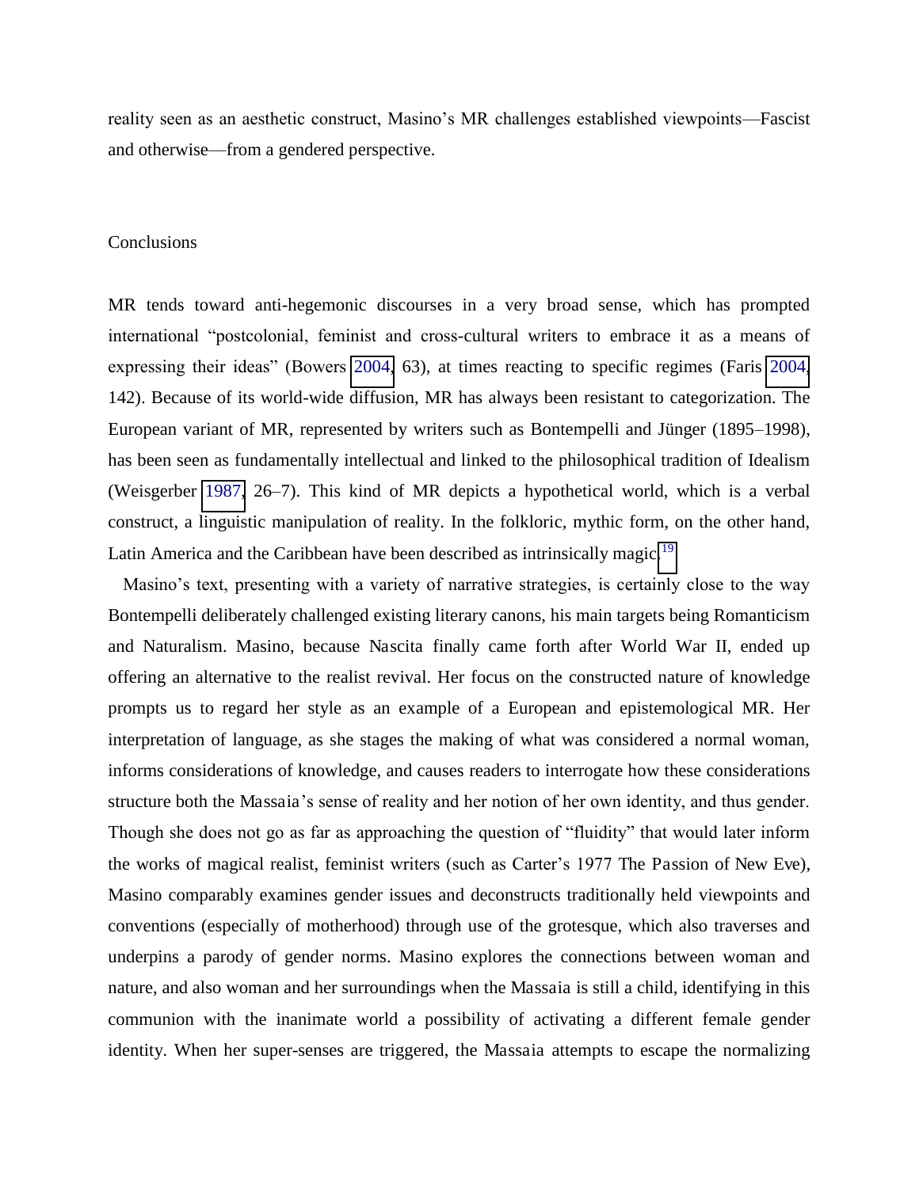reality seen as an aesthetic construct, Masino's MR challenges established viewpoints—Fascist and otherwise—from a gendered perspective.

## Conclusions

MR tends toward anti-hegemonic discourses in a very broad sense, which has prompted international "postcolonial, feminist and cross-cultural writers to embrace it as a means of expressing their ideas" (Bowers 2004, 63), at times reacting to specific regimes (Faris 2004, 142). Because of its world-wide diffusion, MR has always been resistant to categorization. The European variant of MR, represented by writers such as Bontempelli and Jünger (1895–1998), has been seen as fundamentally intellectual and linked to the philosophical tradition of Idealism (Weisgerber 1987, 26–7). This kind of MR depicts a hypothetical world, which is a verbal construct, a linguistic manipulation of reality. In the folkloric, mythic form, on the other hand, Latin America and the Caribbean have been described as intrinsically magic.[19]

Masino's text, presenting with a variety of narrative strategies, is certainly close to the way Bontempelli deliberately challenged existing literary canons, his main targets being Romanticism and Naturalism. Masino, because *Nascita* finally came forth after World War II, ended up offering an alternative to the realist revival. Her focus on the constructed nature of knowledge prompts us to regard her style as an example of a European and epistemological MR. Her interpretation of language, as she stages the making of what was considered a normal woman, informs considerations of knowledge, and causes readers to interrogate how these considerations structure both the Massaia's sense of reality and her notion of her own identity, and thus gender. Though she does not go as far as approaching the question of "fluidity" that would later inform the works of magical realist, feminist writers (such as Carter's 1977 *The Passion of New Eve*), Masino comparably examines gender issues and deconstructs traditionally held viewpoints and conventions (especially of motherhood) through use of the grotesque, which also traverses and underpins a parody of gender norms. Masino explores the connections between woman and nature, and also woman and her surroundings when the Massaia is still a child, identifying in this communion with the inanimate world a possibility of activating a different female gender identity. When her super-senses are triggered, the Massaia attempts to escape the normalizing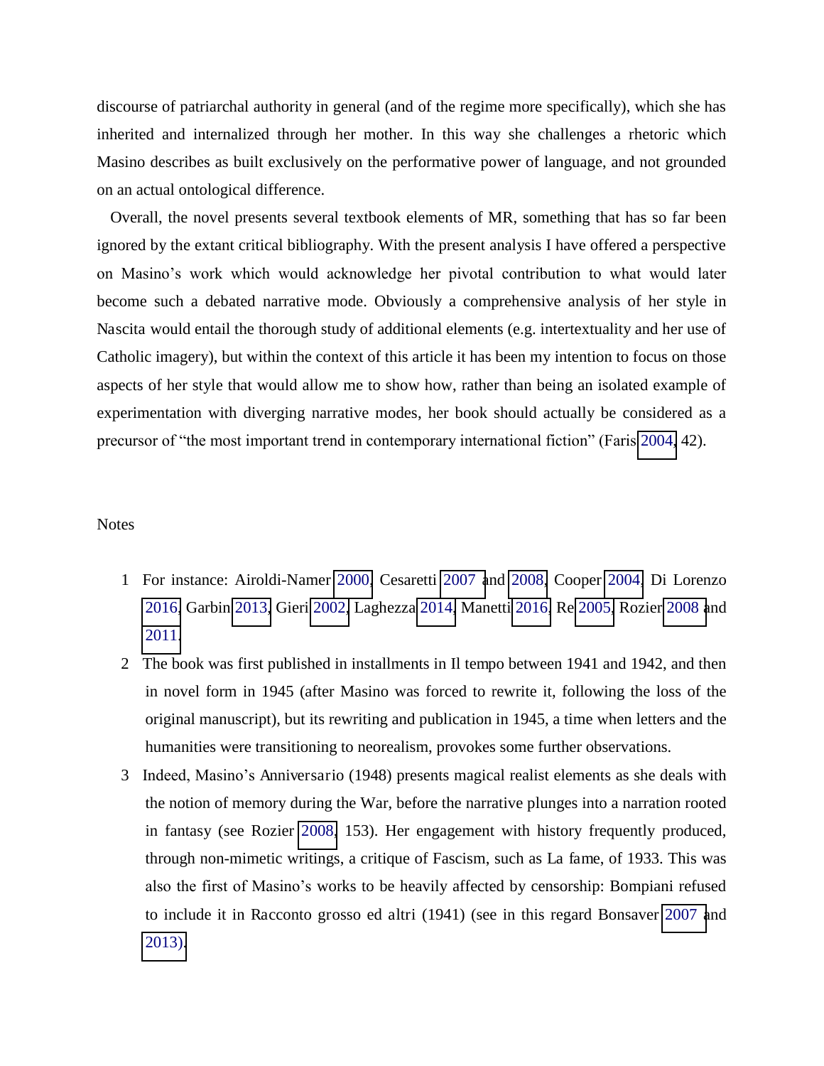discourse of patriarchal authority in general (and of the regime more specifically), which she has inherited and internalized through her mother. In this way she challenges a rhetoric which Masino describes as built exclusively on the performative power of language, and not grounded on an actual ontological difference.

Overall, the novel presents several textbook elements of MR, something that has so far been ignored by the extant critical bibliography. With the present analysis I have offered a perspective on Masino's work which would acknowledge her pivotal contribution to what would later become such a debated narrative mode. Obviously a comprehensive analysis of her style in Nascita would entail the thorough study of additional elements (e.g. intertextuality and her use of Catholic imagery), but within the context of this article it has been my intention to focus on those aspects of her style that would allow me to show how, rather than being an isolated example of experimentation with diverging narrative modes, her book should actually be considered as a precursor of "the most important trend in contemporary international fiction" (Faris 2004, 42).

## Notes

1. For instance: Airoldi-Namer 2000, Cesaretti 2007 and 2008, Cooper 2004, Di Lorenzo 2016, Garbin 2013, Gieri 2002, Laghezza 2014, Manetti 2016, Re 2005, Rozier 2008 and 2011.
2. The book was first published in installments in Il tempo between 1941 and 1942, and then in novel form in 1945 (after Masino was forced to rewrite it, following the loss of the original manuscript), but its rewriting and publication in 1945, a time when letters and the humanities were transitioning to neorealism, provokes some further observations.
3. Indeed, Masino's Anniversario (1948) presents magical realist elements as she deals with the notion of memory during the War, before the narrative plunges into a narration rooted in fantasy (see Rozier 2008, 153). Her engagement with history frequently produced, through non-mimetic writings, a critique of Fascism, such as La fame, of 1933. This was also the first of Masino's works to be heavily affected by censorship: Bompiani refused to include it in Racconto grosso ed altri (1941) (see in this regard Bonsaver 2007 and 2013).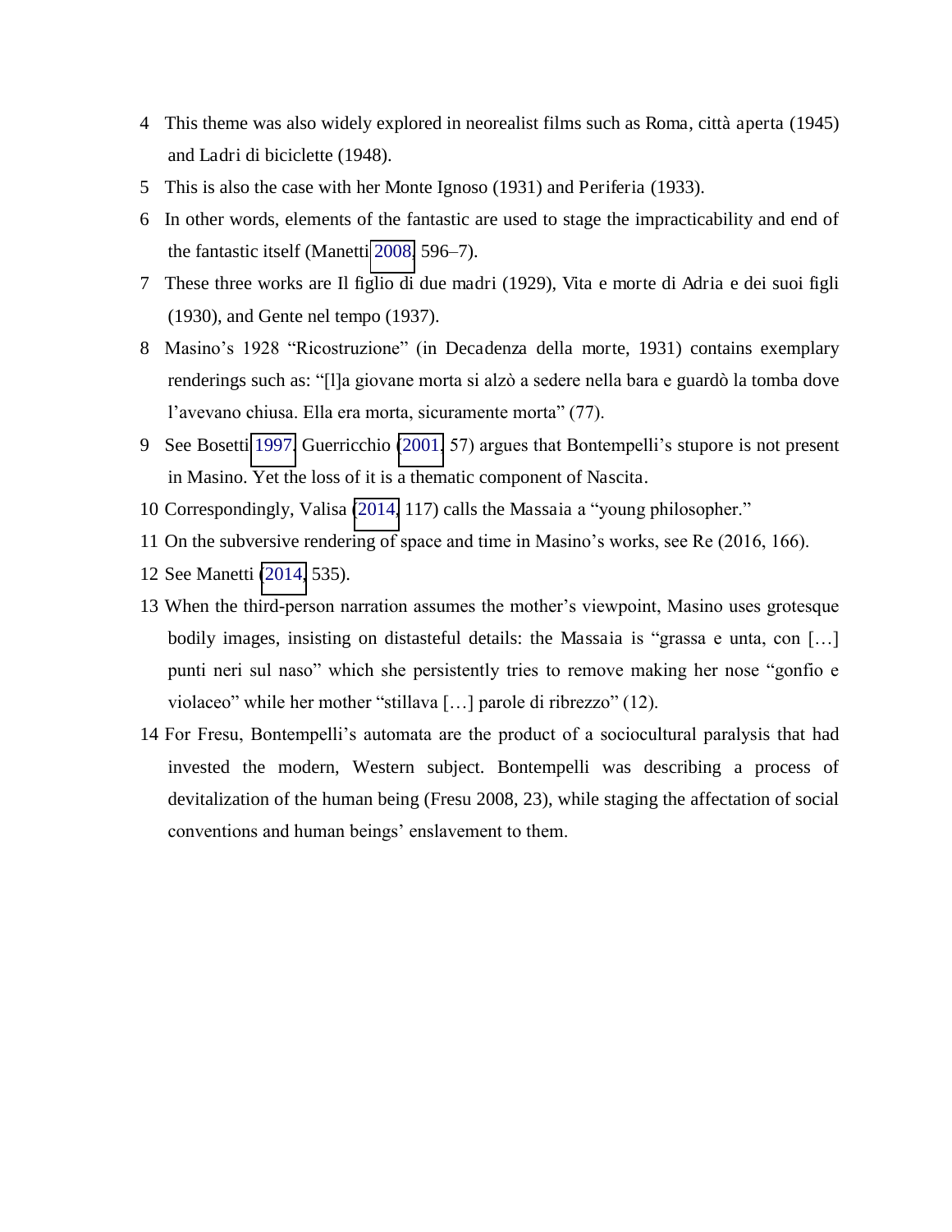4 This theme was also widely explored in neorealist films such as Roma, città aperta (1945) and Ladri di biciclette (1948).

5 This is also the case with her Monte Ignoso (1931) and Periferia (1933).

6 In other words, elements of the fantastic are used to stage the impracticability and end of the fantastic itself (Manetti 2008, 596–7).

7 These three works are Il figlio di due madri (1929), Vita e morte di Adria e dei suoi figli (1930), and Gente nel tempo (1937).

8 Masino's 1928 "Ricostruzione" (in Decadenza della morte, 1931) contains exemplary renderings such as: "[l]a giovane morta si alzò a sedere nella bara e guardò la tomba dove l'avevano chiusa. Ella era morta, sicuramente morta" (77).

9 See Bosetti 1997. Guerricchio (2001, 57) argues that Bontempelli's stupore is not present in Masino. Yet the loss of it is a thematic component of Nascita.

10 Correspondingly, Valisa (2014, 117) calls the Massaia a "young philosopher."

11 On the subversive rendering of space and time in Masino's works, see Re (2016, 166).

12 See Manetti (2014, 535).

13 When the third-person narration assumes the mother's viewpoint, Masino uses grotesque bodily images, insisting on distasteful details: the Massaia is "grassa e unta, con […] punti neri sul naso" which she persistently tries to remove making her nose "gonfio e violaceo" while her mother "stillava […] parole di ribrezzo" (12).

14 For Fresu, Bontempelli's automata are the product of a sociocultural paralysis that had invested the modern, Western subject. Bontempelli was describing a process of devitalization of the human being (Fresu 2008, 23), while staging the affectation of social conventions and human beings' enslavement to them.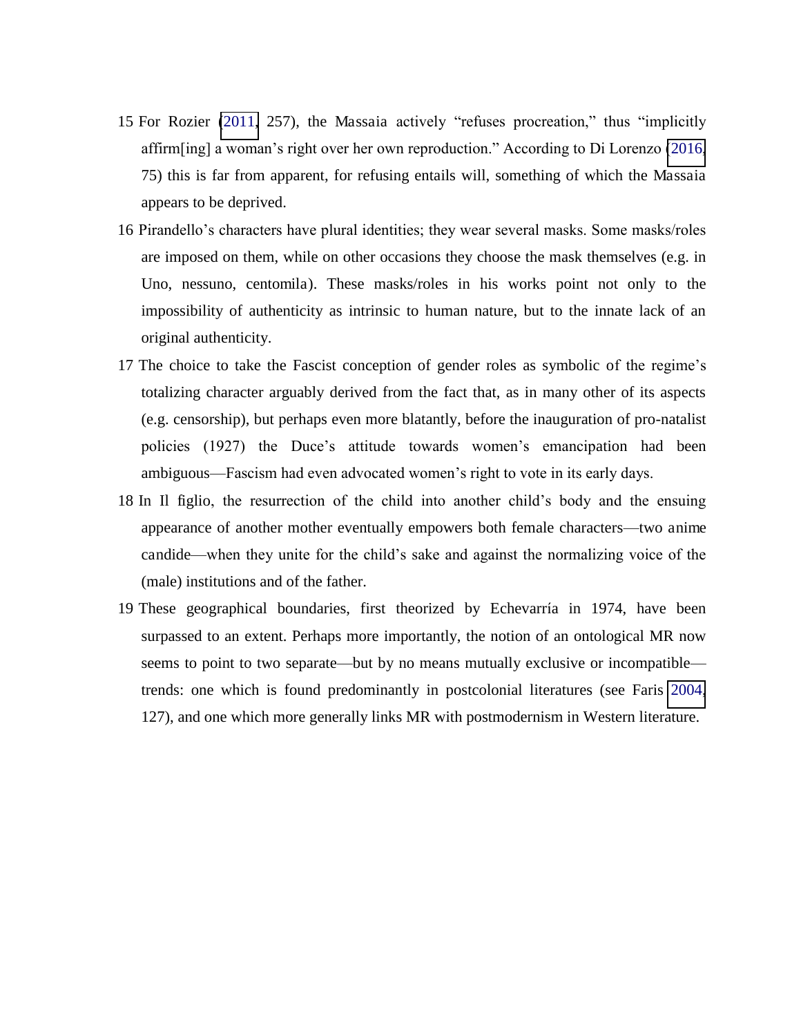15 For Rozier (2011, 257), the Massaia actively "refuses procreation," thus "implicitly affirm[ing] a woman's right over her own reproduction." According to Di Lorenzo (2016, 75) this is far from apparent, for refusing entails will, something of which the Massaia appears to be deprived.

16 Pirandello's characters have plural identities; they wear several masks. Some masks/roles are imposed on them, while on other occasions they choose the mask themselves (e.g. in Uno, nessuno, centomila). These masks/roles in his works point not only to the impossibility of authenticity as intrinsic to human nature, but to the innate lack of an original authenticity.

17 The choice to take the Fascist conception of gender roles as symbolic of the regime's totalizing character arguably derived from the fact that, as in many other of its aspects (e.g. censorship), but perhaps even more blatantly, before the inauguration of pro-natalist policies (1927) the Duce's attitude towards women's emancipation had been ambiguous—Fascism had even advocated women's right to vote in its early days.

18 In Il figlio, the resurrection of the child into another child's body and the ensuing appearance of another mother eventually empowers both female characters—two anime candide—when they unite for the child's sake and against the normalizing voice of the (male) institutions and of the father.

19 These geographical boundaries, first theorized by Echevarría in 1974, have been surpassed to an extent. Perhaps more importantly, the notion of an ontological MR now seems to point to two separate—but by no means mutually exclusive or incompatible—trends: one which is found predominantly in postcolonial literatures (see Faris 2004, 127), and one which more generally links MR with postmodernism in Western literature.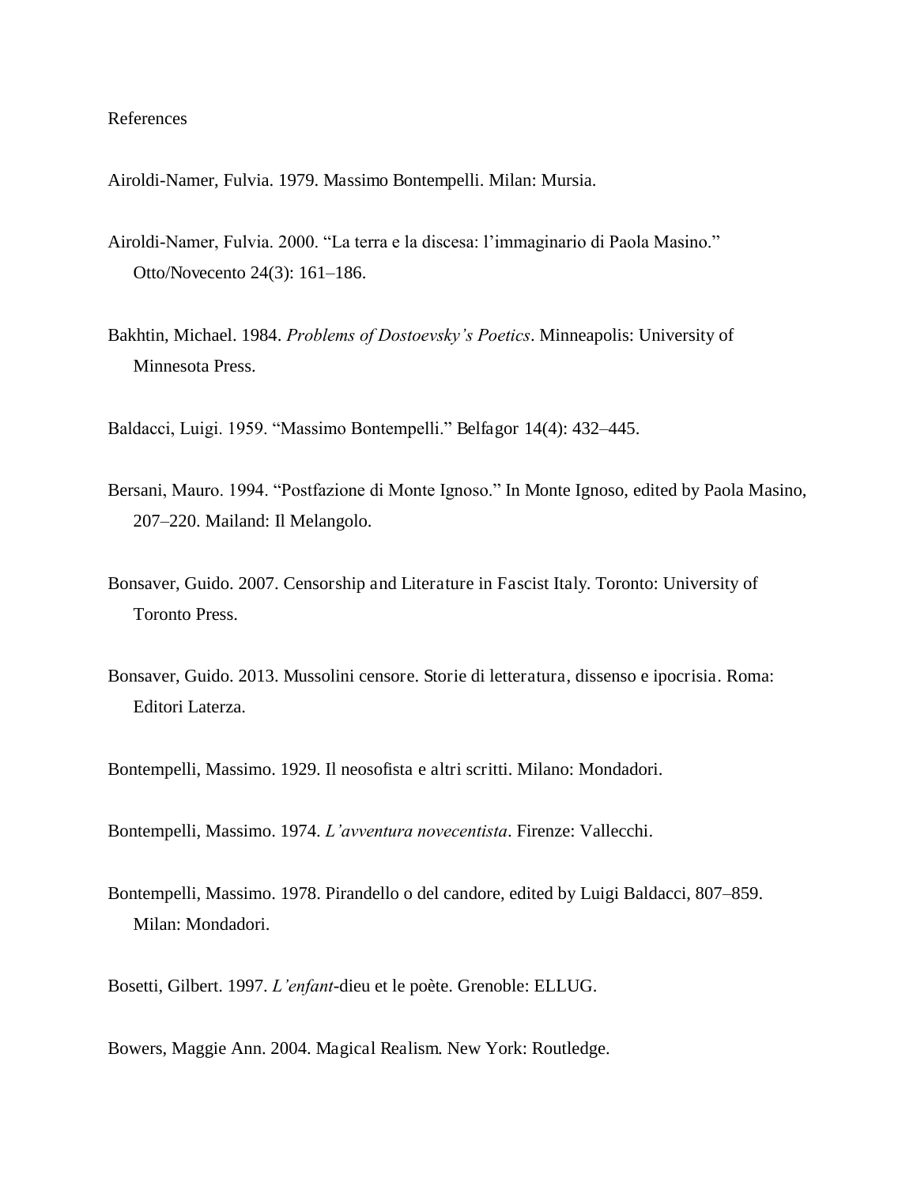References

Airoldi-Namer, Fulvia. 1979. Massimo Bontempelli. Milan: Mursia.

Airoldi-Namer, Fulvia. 2000. "La terra e la discesa: l'immaginario di Paola Masino." Otto/Novecento 24(3): 161–186.

Bakhtin, Michael. 1984. *Problems of Dostoevsky's Poetics*. Minneapolis: University of Minnesota Press.

Baldacci, Luigi. 1959. "Massimo Bontempelli." Belfagor 14(4): 432–445.

Bersani, Mauro. 1994. "Postfazione di Monte Ignoso." In Monte Ignoso, edited by Paola Masino, 207–220. Mailand: Il Melangolo.

Bonsaver, Guido. 2007. Censorship and Literature in Fascist Italy. Toronto: University of Toronto Press.

Bonsaver, Guido. 2013. Mussolini censore. Storie di letteratura, dissenso e ipocrisia. Roma: Editori Laterza.

Bontempelli, Massimo. 1929. Il neosofista e altri scritti. Milano: Mondadori.

Bontempelli, Massimo. 1974. *L'avventura novecentista*. Firenze: Vallecchi.

Bontempelli, Massimo. 1978. Pirandello o del candore, edited by Luigi Baldacci, 807–859. Milan: Mondadori.

Bosetti, Gilbert. 1997. *L'enfant*-dieu et le poète. Grenoble: ELLUG.

Bowers, Maggie Ann. 2004. Magical Realism. New York: Routledge.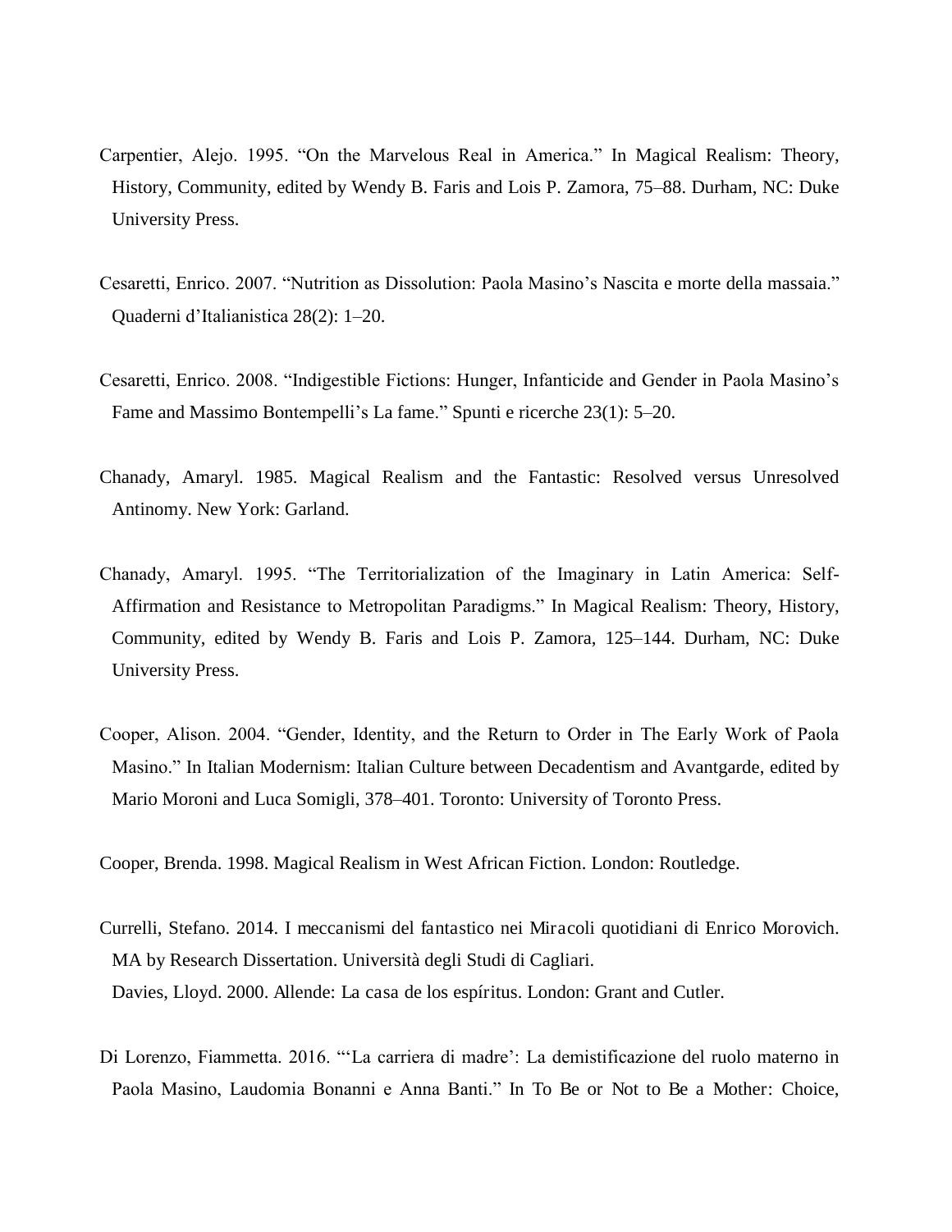Carpentier, Alejo. 1995. “On the Marvelous Real in America.” In Magical Realism: Theory, History, Community, edited by Wendy B. Faris and Lois P. Zamora, 75–88. Durham, NC: Duke University Press.

Cesaretti, Enrico. 2007. “Nutrition as Dissolution: Paola Masino’s Nascita e morte della massaia.” Quaderni d’Italianistica 28(2): 1–20.

Cesaretti, Enrico. 2008. “Indigestible Fictions: Hunger, Infanticide and Gender in Paola Masino’s Fame and Massimo Bontempelli’s La fame.” Spunti e ricerche 23(1): 5–20.

Chanady, Amaryl. 1985. Magical Realism and the Fantastic: Resolved versus Unresolved Antinomy. New York: Garland.

Chanady, Amaryl. 1995. “The Territorialization of the Imaginary in Latin America: Self-Affirmation and Resistance to Metropolitan Paradigms.” In Magical Realism: Theory, History, Community, edited by Wendy B. Faris and Lois P. Zamora, 125–144. Durham, NC: Duke University Press.

Cooper, Alison. 2004. “Gender, Identity, and the Return to Order in The Early Work of Paola Masino.” In Italian Modernism: Italian Culture between Decadentism and Avantgarde, edited by Mario Moroni and Luca Somigli, 378–401. Toronto: University of Toronto Press.

Cooper, Brenda. 1998. Magical Realism in West African Fiction. London: Routledge.

Currelli, Stefano. 2014. I meccanismi del fantastico nei Miracoli quotidiani di Enrico Morovich. MA by Research Dissertation. Università degli Studi di Cagliari.

Davies, Lloyd. 2000. Allende: La casa de los espíritus. London: Grant and Cutler.

Di Lorenzo, Fiammetta. 2016. “‘La carriera di madre’: La demistificazione del ruolo materno in Paola Masino, Laudomia Bonanni e Anna Banti.” In To Be or Not to Be a Mother: Choice,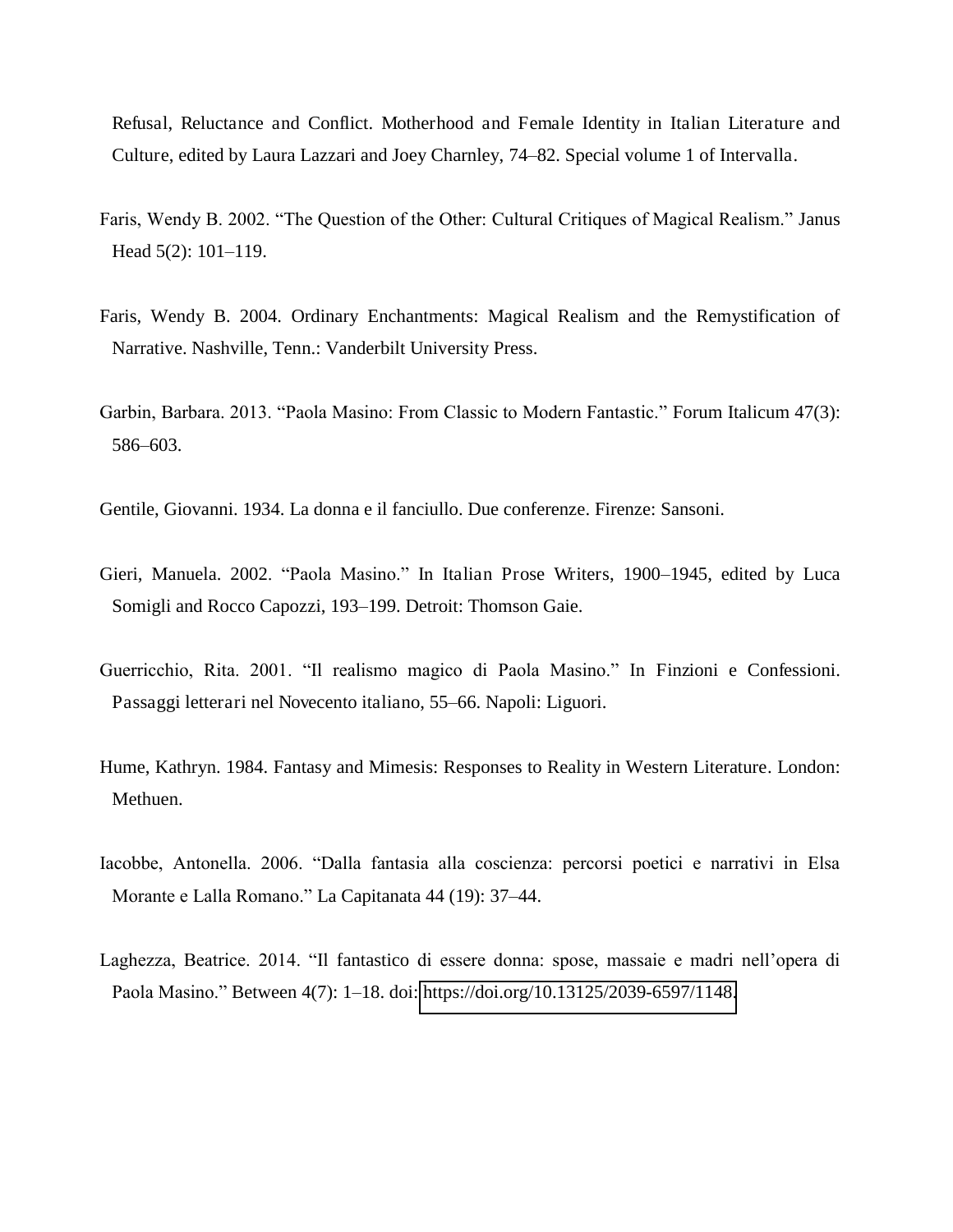Refusal, Reluctance and Conflict. Motherhood and Female Identity in Italian Literature and Culture, edited by Laura Lazzari and Joey Charnley, 74–82. Special volume 1 of Intervalla.

Faris, Wendy B. 2002. "The Question of the Other: Cultural Critiques of Magical Realism." Janus Head 5(2): 101–119.

Faris, Wendy B. 2004. Ordinary Enchantments: Magical Realism and the Remystification of Narrative. Nashville, Tenn.: Vanderbilt University Press.

Garbin, Barbara. 2013. "Paola Masino: From Classic to Modern Fantastic." Forum Italicum 47(3): 586–603.

Gentile, Giovanni. 1934. La donna e il fanciullo. Due conferenze. Firenze: Sansoni.

Gieri, Manuela. 2002. "Paola Masino." In Italian Prose Writers, 1900–1945, edited by Luca Somigli and Rocco Capozzi, 193–199. Detroit: Thomson Gaie.

Guerricchio, Rita. 2001. "Il realismo magico di Paola Masino." In Finzioni e Confessioni. Passaggi letterari nel Novecento italiano, 55–66. Napoli: Liguori.

Hume, Kathryn. 1984. Fantasy and Mimesis: Responses to Reality in Western Literature. London: Methuen.

Iacobbe, Antonella. 2006. "Dalla fantasia alla coscienza: percorsi poetici e narrativi in Elsa Morante e Lalla Romano." La Capitanata 44 (19): 37–44.

Laghezza, Beatrice. 2014. "Il fantastico di essere donna: spose, massaie e madri nell'opera di Paola Masino." Between 4(7): 1–18. doi: https://doi.org/10.13125/2039-6597/1148.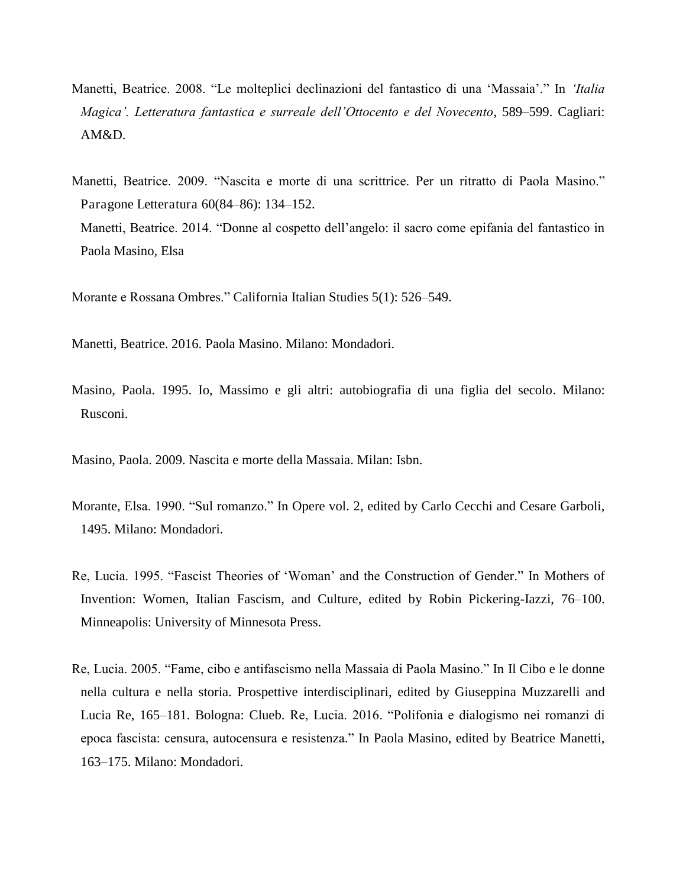Manetti, Beatrice. 2008. “Le molteplici declinazioni del fantastico di una ‘Massaia’.” In *‘Italia Magica’. Letteratura fantastica e surreale dell’Ottocento e del Novecento*, 589–599. Cagliari: AM&D.

Manetti, Beatrice. 2009. “Nascita e morte di una scrittrice. Per un ritratto di Paola Masino.” Paragone Letteratura 60(84–86): 134–152.

Manetti, Beatrice. 2014. “Donne al cospetto dell’angelo: il sacro come epifania del fantastico in Paola Masino, Elsa Morante e Rossana Ombres.” California Italian Studies 5(1): 526–549.

Manetti, Beatrice. 2016. Paola Masino. Milano: Mondadori.

Masino, Paola. 1995. Io, Massimo e gli altri: autobiografia di una figlia del secolo. Milano: Rusconi.

Masino, Paola. 2009. Nascita e morte della Massaia. Milan: Isbn.

Morante, Elsa. 1990. “Sul romanzo.” In Opere vol. 2, edited by Carlo Cecchi and Cesare Garboli, 1495. Milano: Mondadori.

Re, Lucia. 1995. “Fascist Theories of ‘Woman’ and the Construction of Gender.” In Mothers of Invention: Women, Italian Fascism, and Culture, edited by Robin Pickering-Iazzi, 76–100. Minneapolis: University of Minnesota Press.

Re, Lucia. 2005. “Fame, cibo e antifascismo nella Massaia di Paola Masino.” In Il Cibo e le donne nella cultura e nella storia. Prospettive interdisciplinari, edited by Giuseppina Muzzarelli and Lucia Re, 165–181. Bologna: Clueb.

Re, Lucia. 2016. “Polifonia e dialogismo nei romanzi di epoca fascista: censura, autocensura e resistenza.” In Paola Masino, edited by Beatrice Manetti, 163–175. Milano: Mondadori.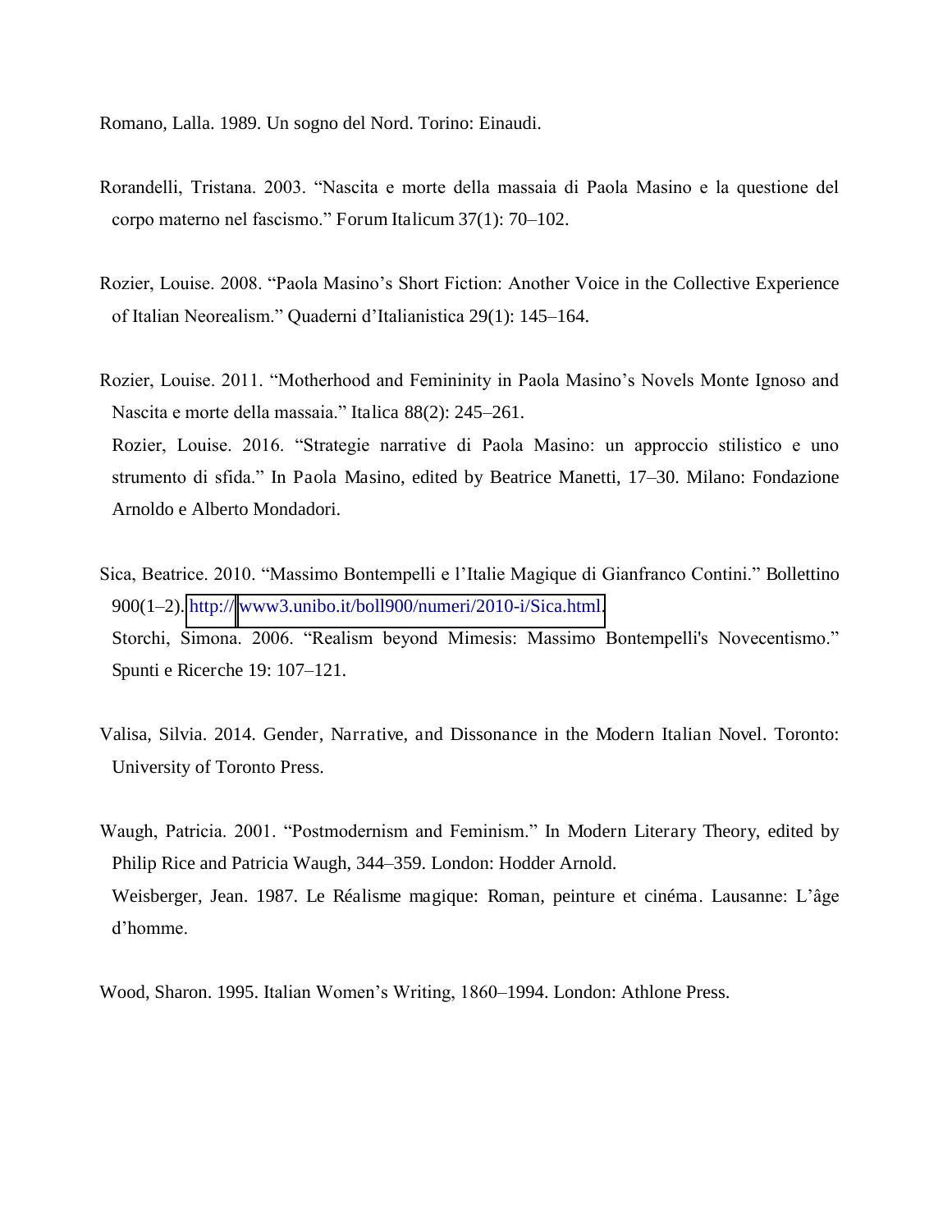Romano, Lalla. 1989. Un sogno del Nord. Torino: Einaudi.

Rorandelli, Tristana. 2003. "Nascita e morte della massaia di Paola Masino e la questione del corpo materno nel fascismo." Forum Italicum 37(1): 70–102.

Rozier, Louise. 2008. "Paola Masino's Short Fiction: Another Voice in the Collective Experience of Italian Neorealism." Quaderni d'Italianistica 29(1): 145–164.

Rozier, Louise. 2011. "Motherhood and Femininity in Paola Masino's Novels Monte Ignoso and Nascita e morte della massaia." Italica 88(2): 245–261.

Rozier, Louise. 2016. "Strategie narrative di Paola Masino: un approccio stilistico e uno strumento di sfida." In Paola Masino, edited by Beatrice Manetti, 17–30. Milano: Fondazione Arnoldo e Alberto Mondadori.

Sica, Beatrice. 2010. "Massimo Bontempelli e l'Italie Magique di Gianfranco Contini." Bollettino 900(1–2). http://www3.unibo.it/boll900/numeri/2010-i/Sica.html.

Storchi, Simona. 2006. "Realism beyond Mimesis: Massimo Bontempelli's Novecentismo." Spunti e Ricerche 19: 107–121.

Valisa, Silvia. 2014. Gender, Narrative, and Dissonance in the Modern Italian Novel. Toronto: University of Toronto Press.

Waugh, Patricia. 2001. "Postmodernism and Feminism." In Modern Literary Theory, edited by Philip Rice and Patricia Waugh, 344–359. London: Hodder Arnold.

Weisberger, Jean. 1987. Le Réalisme magique: Roman, peinture et cinéma. Lausanne: L'âge d'homme.

Wood, Sharon. 1995. Italian Women's Writing, 1860–1994. London: Athlone Press.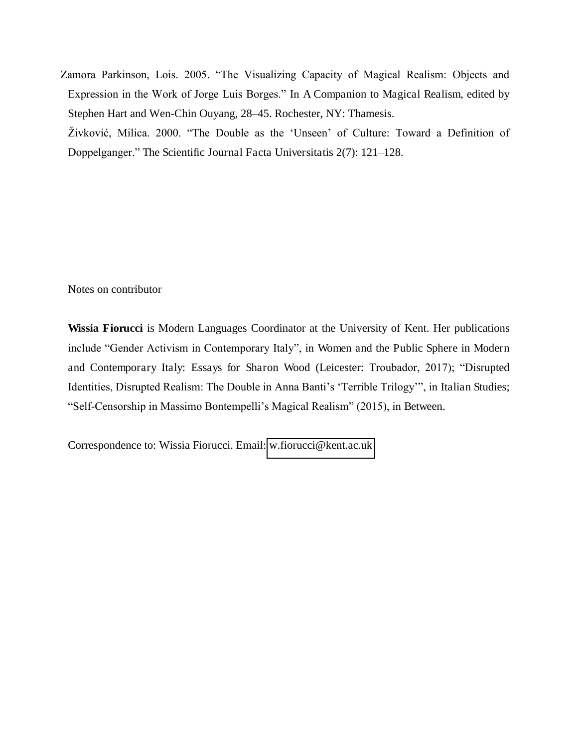Zamora Parkinson, Lois. 2005. “The Visualizing Capacity of Magical Realism: Objects and Expression in the Work of Jorge Luis Borges.” In A Companion to Magical Realism, edited by Stephen Hart and Wen-Chin Ouyang, 28–45. Rochester, NY: Thamesis.

Živković, Milica. 2000. “The Double as the ‘Unseen’ of Culture: Toward a Definition of Doppelganger.” The Scientific Journal Facta Universitatis 2(7): 121–128.

Notes on contributor

**Wissia Fiorucci** is Modern Languages Coordinator at the University of Kent. Her publications include “Gender Activism in Contemporary Italy”, in Women and the Public Sphere in Modern and Contemporary Italy: Essays for Sharon Wood (Leicester: Troubador, 2017); “Disrupted Identities, Disrupted Realism: The Double in Anna Banti’s ‘Terrible Trilogy’”, in Italian Studies; “Self-Censorship in Massimo Bontempelli’s Magical Realism” (2015), in Between.

Correspondence to: Wissia Fiorucci. Email: w.fiorucci@kent.ac.uk